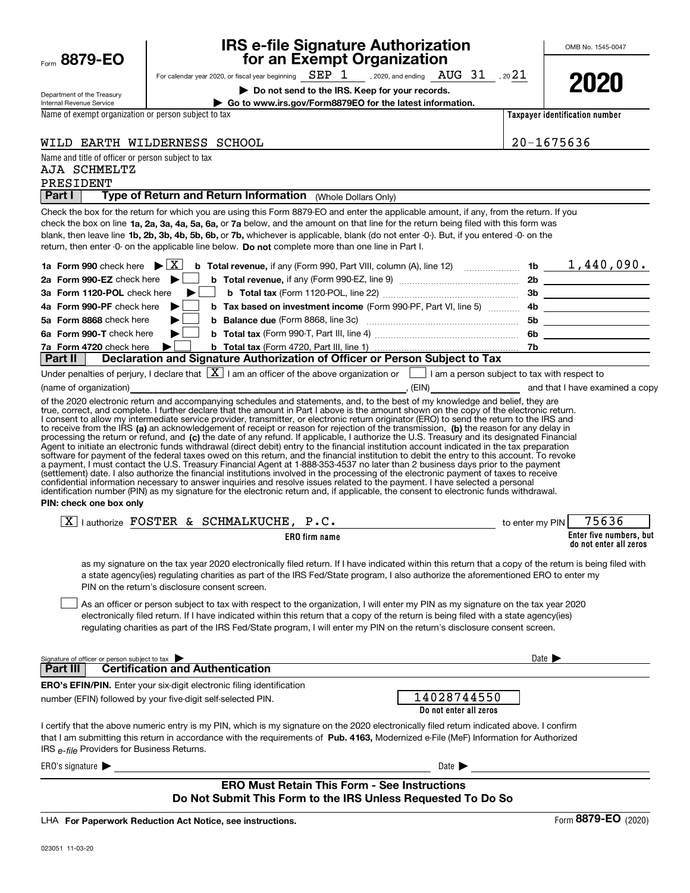Form **8879-EO**

Department of the Treasury
Internal Revenue Service

# IRS e-file Signature Authorization for an Exempt Organization

For calendar year 2020, or fiscal year beginning SEP 1, 2020, and ending AUG 31, 20 21

▶ **Do not send to the IRS. Keep for your records.**

▶ **Go to www.irs.gov/Form8879EO for the latest information.**

OMB No. 1545-0047

**2020**

Name of exempt organization or person subject to tax: WILD EARTH WILDERNESS SCHOOL

**Taxpayer identification number:** 20-1675636

Name and title of officer or person subject to tax:
AJA SCHMELTZ
PRESIDENT

## Part I — Type of Return and Return Information (Whole Dollars Only)

Check the box for the return for which you are using this Form 8879-EO and enter the applicable amount, if any, from the return. If you check the box on line **1a, 2a, 3a, 4a, 5a, 6a,** or **7a** below, and the amount on that line for the return being filed with this form was blank, then leave line **1b, 2b, 3b, 4b, 5b, 6b,** or **7b,** whichever is applicable, blank (do not enter -0-). But, if you entered -0- on the return, then enter -0- on the applicable line below. **Do not** complete more than one line in Part I.

| | | | |
|---|---|---|---|
| **1a Form 990** check here ▶ [X] | **b Total revenue,** if any (Form 990, Part VIII, column (A), line 12) | 1b | 1,440,090. |
| **2a Form 990-EZ** check here ▶ [ ] | **b Total revenue,** if any (Form 990-EZ, line 9) | 2b | |
| **3a Form 1120-POL** check here ▶ [ ] | **b Total tax** (Form 1120-POL, line 22) | 3b | |
| **4a Form 990-PF** check here ▶ [ ] | **b Tax based on investment income** (Form 990-PF, Part VI, line 5) | 4b | |
| **5a Form 8868** check here ▶ [ ] | **b Balance due** (Form 8868, line 3c) | 5b | |
| **6a Form 990-T** check here ▶ [ ] | **b Total tax** (Form 990-T, Part III, line 4) | 6b | |
| **7a Form 4720** check here ▶ [ ] | **b Total tax** (Form 4720, Part III, line 1) | 7b | |

## Part II — Declaration and Signature Authorization of Officer or Person Subject to Tax

Under penalties of perjury, I declare that [X] I am an officer of the above organization or [ ] I am a person subject to tax with respect to (name of organization) \_\_\_\_\_\_\_\_\_\_, (EIN) \_\_\_\_\_\_\_\_ and that I have examined a copy of the 2020 electronic return and accompanying schedules and statements, and, to the best of my knowledge and belief, they are true, correct, and complete. I further declare that the amount in Part I above is the amount shown on the copy of the electronic return. I consent to allow my intermediate service provider, transmitter, or electronic return originator (ERO) to send the return to the IRS and to receive from the IRS **(a)** an acknowledgement of receipt or reason for rejection of the transmission, **(b)** the reason for any delay in processing the return or refund, and **(c)** the date of any refund. If applicable, I authorize the U.S. Treasury and its designated Financial Agent to initiate an electronic funds withdrawal (direct debit) entry to the financial institution account indicated in the tax preparation software for payment of the federal taxes owed on this return, and the financial institution to debit the entry to this account. To revoke a payment, I must contact the U.S. Treasury Financial Agent at 1-888-353-4537 no later than 2 business days prior to the payment (settlement) date. I also authorize the financial institutions involved in the processing of the electronic payment of taxes to receive confidential information necessary to answer inquiries and resolve issues related to the payment. I have selected a personal identification number (PIN) as my signature for the electronic return and, if applicable, the consent to electronic funds withdrawal.

**PIN: check one box only**

[X] I authorize FOSTER & SCHMALKUCHE, P.C. (**ERO firm name**) to enter my PIN 75636 (**Enter five numbers, but do not enter all zeros**)

as my signature on the tax year 2020 electronically filed return. If I have indicated within this return that a copy of the return is being filed with a state agency(ies) regulating charities as part of the IRS Fed/State program, I also authorize the aforementioned ERO to enter my PIN on the return's disclosure consent screen.

[ ] As an officer or person subject to tax with respect to the organization, I will enter my PIN as my signature on the tax year 2020 electronically filed return. If I have indicated within this return that a copy of the return is being filed with a state agency(ies) regulating charities as part of the IRS Fed/State program, I will enter my PIN on the return's disclosure consent screen.

Signature of officer or person subject to tax ▶ \_\_\_\_\_\_\_\_\_\_ Date ▶ \_\_\_\_\_\_

## Part III — Certification and Authentication

**ERO's EFIN/PIN.** Enter your six-digit electronic filing identification number (EFIN) followed by your five-digit self-selected PIN. 14028744550 (**Do not enter all zeros**)

I certify that the above numeric entry is my PIN, which is my signature on the 2020 electronically filed return indicated above. I confirm that I am submitting this return in accordance with the requirements of **Pub. 4163,** Modernized e-File (MeF) Information for Authorized IRS *e-file* Providers for Business Returns.

ERO's signature ▶ \_\_\_\_\_\_\_\_\_\_ Date ▶ \_\_\_\_\_\_

**ERO Must Retain This Form - See Instructions**
**Do Not Submit This Form to the IRS Unless Requested To Do So**

LHA **For Paperwork Reduction Act Notice, see instructions.**

Form **8879-EO** (2020)

023051 11-03-20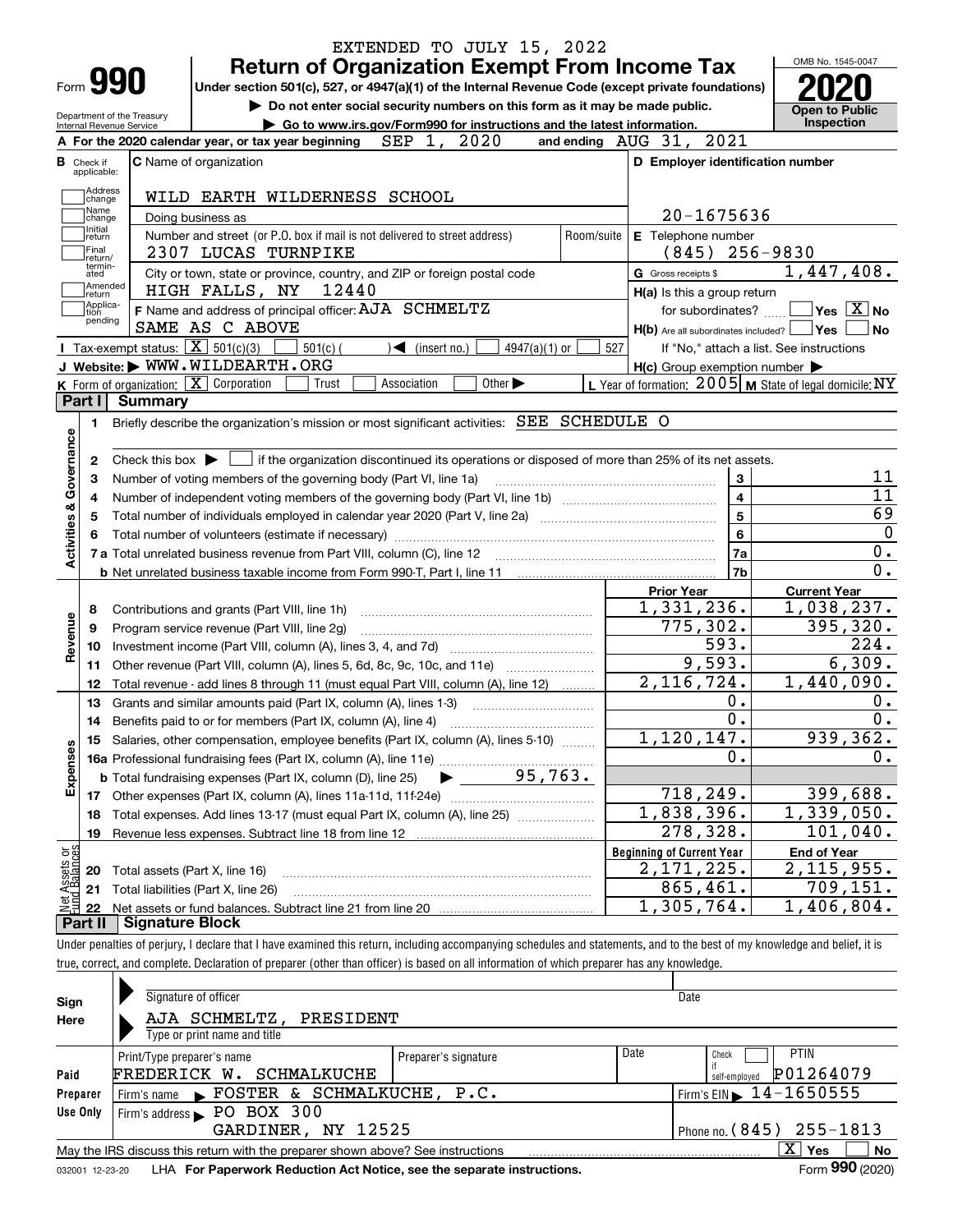EXTENDED TO JULY 15, 2022

# Form 990 Return of Organization Exempt From Income Tax

OMB No. 1545-0047

**2020**

Under section 501(c), 527, or 4947(a)(1) of the Internal Revenue Code (except private foundations)

Do not enter social security numbers on this form as it may be made public.

Go to www.irs.gov/Form990 for instructions and the latest information.

Department of the Treasury
Internal Revenue Service

**Open to Public Inspection**

**A** For the 2020 calendar year, or tax year beginning SEP 1, 2020 and ending AUG 31, 2021

**B** Check if applicable: Address change, Name change, Initial return, Final return/terminated, Amended return, Application pending

**C** Name of organization: WILD EARTH WILDERNESS SCHOOL

Doing business as

Number and street (or P.O. box if mail is not delivered to street address): 2307 LUCAS TURNPIKE | Room/suite

City or town, state or province, country, and ZIP or foreign postal code: HIGH FALLS, NY 12440

**D** Employer identification number: 20-1675636

**E** Telephone number: (845) 256-9830

**G** Gross receipts $ 1,447,408.

**F** Name and address of principal officer: AJA SCHMELTZ
SAME AS C ABOVE

**H(a)** Is this a group return for subordinates? Yes [ ] No [X]

**H(b)** Are all subordinates included? Yes [ ] No [ ]
If "No," attach a list. See instructions

**H(c)** Group exemption number

**I** Tax-exempt status: [X] 501(c)(3) [ ] 501(c) ( ) (insert no.) [ ] 4947(a)(1) or [ ] 527

**J** Website: WWW.WILDEARTH.ORG

**K** Form of organization: [X] Corporation [ ] Trust [ ] Association [ ] Other

**L** Year of formation: 2005 **M** State of legal domicile: NY

## Part I Summary

**Activities & Governance**

1 Briefly describe the organization's mission or most significant activities: SEE SCHEDULE O

2 Check this box [ ] if the organization discontinued its operations or disposed of more than 25% of its net assets.

| | | | |
|---|---|---|---|
| 3 | Number of voting members of the governing body (Part VI, line 1a) | 3 | 11 |
| 4 | Number of independent voting members of the governing body (Part VI, line 1b) | 4 | 11 |
| 5 | Total number of individuals employed in calendar year 2020 (Part V, line 2a) | 5 | 69 |
| 6 | Total number of volunteers (estimate if necessary) | 6 | 0 |
| 7a | Total unrelated business revenue from Part VIII, column (C), line 12 | 7a | 0. |
| b | Net unrelated business taxable income from Form 990-T, Part I, line 11 | 7b | 0. |

| | | Prior Year | Current Year |
|---|---|---|---|
| **Revenue** | | | |
| 8 | Contributions and grants (Part VIII, line 1h) | 1,331,236. | 1,038,237. |
| 9 | Program service revenue (Part VIII, line 2g) | 775,302. | 395,320. |
| 10 | Investment income (Part VIII, column (A), lines 3, 4, and 7d) | 593. | 224. |
| 11 | Other revenue (Part VIII, column (A), lines 5, 6d, 8c, 9c, 10c, and 11e) | 9,593. | 6,309. |
| 12 | Total revenue - add lines 8 through 11 (must equal Part VIII, column (A), line 12) | 2,116,724. | 1,440,090. |
| **Expenses** | | | |
| 13 | Grants and similar amounts paid (Part IX, column (A), lines 1-3) | 0. | 0. |
| 14 | Benefits paid to or for members (Part IX, column (A), line 4) | 0. | 0. |
| 15 | Salaries, other compensation, employee benefits (Part IX, column (A), lines 5-10) | 1,120,147. | 939,362. |
| 16a | Professional fundraising fees (Part IX, column (A), line 11e) | 0. | 0. |
| b | Total fundraising expenses (Part IX, column (D), line 25) 95,763. | | |
| 17 | Other expenses (Part IX, column (A), lines 11a-11d, 11f-24e) | 718,249. | 399,688. |
| 18 | Total expenses. Add lines 13-17 (must equal Part IX, column (A), line 25) | 1,838,396. | 1,339,050. |
| 19 | Revenue less expenses. Subtract line 18 from line 12 | 278,328. | 101,040. |

| | | Beginning of Current Year | End of Year |
|---|---|---|---|
| **Net Assets or Fund Balances** | | | |
| 20 | Total assets (Part X, line 16) | 2,171,225. | 2,115,955. |
| 21 | Total liabilities (Part X, line 26) | 865,461. | 709,151. |
| 22 | Net assets or fund balances. Subtract line 21 from line 20 | 1,305,764. | 1,406,804. |

## Part II Signature Block

Under penalties of perjury, I declare that I have examined this return, including accompanying schedules and statements, and to the best of my knowledge and belief, it is true, correct, and complete. Declaration of preparer (other than officer) is based on all information of which preparer has any knowledge.

**Sign Here**

Signature of officer | Date

AJA SCHMELTZ, PRESIDENT
Type or print name and title

**Paid Preparer Use Only**

| Print/Type preparer's name | Preparer's signature | Date | Check [ ] if self-employed | PTIN |
|---|---|---|---|---|
| FREDERICK W. SCHMALKUCHE | | | | P01264079 |

Firm's name: FOSTER & SCHMALKUCHE, P.C. | Firm's EIN: 14-1650555

Firm's address: PO BOX 300, GARDINER, NY 12525 | Phone no. (845) 255-1813

May the IRS discuss this return with the preparer shown above? See instructions [X] Yes [ ] No

032001 12-23-20 LHA For Paperwork Reduction Act Notice, see the separate instructions. Form **990** (2020)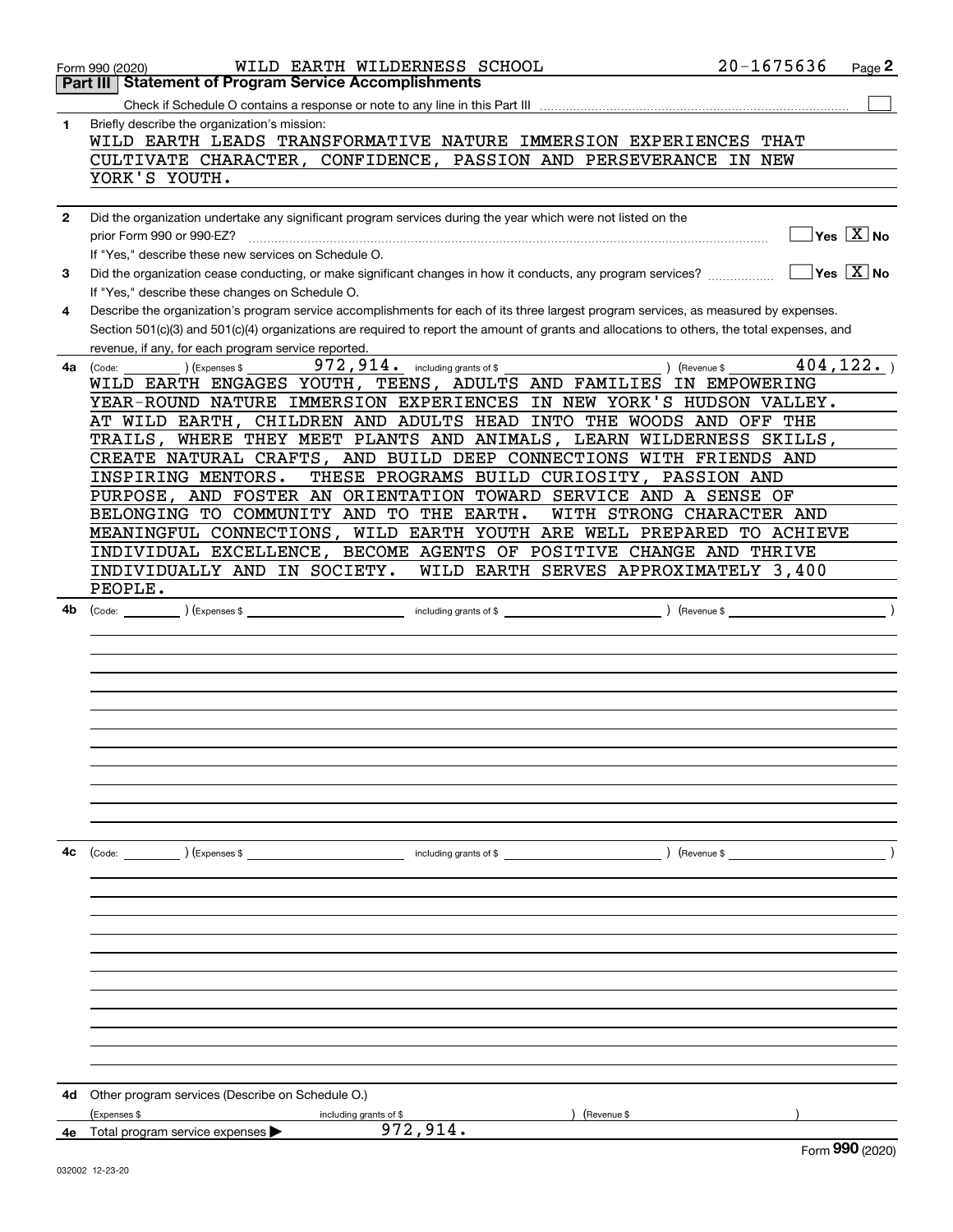Form 990 (2020) WILD EARTH WILDERNESS SCHOOL 20-1675636

## Part III | Statement of Program Service Accomplishments

Check if Schedule O contains a response or note to any line in this Part III ☐

**1** Briefly describe the organization's mission:

WILD EARTH LEADS TRANSFORMATIVE NATURE IMMERSION EXPERIENCES THAT CULTIVATE CHARACTER, CONFIDENCE, PASSION AND PERSEVERANCE IN NEW YORK'S YOUTH.

**2** Did the organization undertake any significant program services during the year which were not listed on the prior Form 990 or 990-EZ? ☐ Yes ☒ No

If "Yes," describe these new services on Schedule O.

**3** Did the organization cease conducting, or make significant changes in how it conducts, any program services? ☐ Yes ☒ No

If "Yes," describe these changes on Schedule O.

**4** Describe the organization's program service accomplishments for each of its three largest program services, as measured by expenses. Section 501(c)(3) and 501(c)(4) organizations are required to report the amount of grants and allocations to others, the total expenses, and revenue, if any, for each program service reported.

**4a** (Code: ) (Expenses $ 972,914. including grants of $ ) (Revenue $ 404,122. )

WILD EARTH ENGAGES YOUTH, TEENS, ADULTS AND FAMILIES IN EMPOWERING YEAR-ROUND NATURE IMMERSION EXPERIENCES IN NEW YORK'S HUDSON VALLEY. AT WILD EARTH, CHILDREN AND ADULTS HEAD INTO THE WOODS AND OFF THE TRAILS, WHERE THEY MEET PLANTS AND ANIMALS, LEARN WILDERNESS SKILLS, CREATE NATURAL CRAFTS, AND BUILD DEEP CONNECTIONS WITH FRIENDS AND INSPIRING MENTORS. THESE PROGRAMS BUILD CURIOSITY, PASSION AND PURPOSE, AND FOSTER AN ORIENTATION TOWARD SERVICE AND A SENSE OF BELONGING TO COMMUNITY AND TO THE EARTH. WITH STRONG CHARACTER AND MEANINGFUL CONNECTIONS, WILD EARTH YOUTH ARE WELL PREPARED TO ACHIEVE INDIVIDUAL EXCELLENCE, BECOME AGENTS OF POSITIVE CHANGE AND THRIVE INDIVIDUALLY AND IN SOCIETY. WILD EARTH SERVES APPROXIMATELY 3,400 PEOPLE.

**4b** (Code: ) (Expenses $ including grants of $ ) (Revenue $ )

**4c** (Code: ) (Expenses $ including grants of $ ) (Revenue $ )

**4d** Other program services (Describe on Schedule O.)

(Expenses $ including grants of $ ) (Revenue $ )

**4e** Total program service expenses ▶ 972,914.

Form **990** (2020)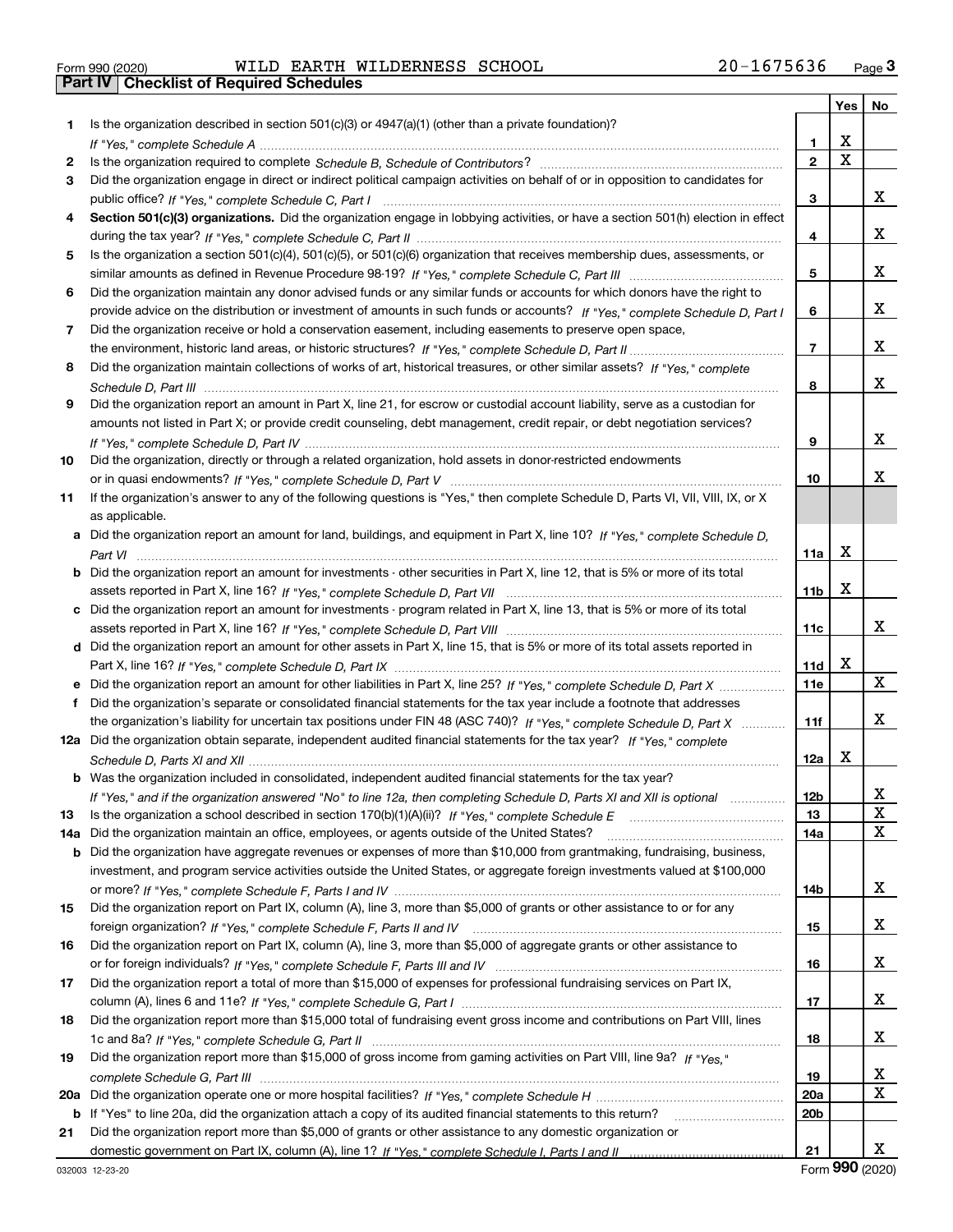Form 990 (2020) WILD EARTH WILDERNESS SCHOOL 20-1675636 Page 3

## Part IV Checklist of Required Schedules

| | | | Yes | No |
|---|---|---|---|---|
| 1 | Is the organization described in section 501(c)(3) or 4947(a)(1) (other than a private foundation)? *If "Yes," complete Schedule A* | 1 | X | |
| 2 | Is the organization required to complete *Schedule B, Schedule of Contributors*? | 2 | X | |
| 3 | Did the organization engage in direct or indirect political campaign activities on behalf of or in opposition to candidates for public office? *If "Yes," complete Schedule C, Part I* | 3 | | X |
| 4 | **Section 501(c)(3) organizations.** Did the organization engage in lobbying activities, or have a section 501(h) election in effect during the tax year? *If "Yes," complete Schedule C, Part II* | 4 | | X |
| 5 | Is the organization a section 501(c)(4), 501(c)(5), or 501(c)(6) organization that receives membership dues, assessments, or similar amounts as defined in Revenue Procedure 98-19? *If "Yes," complete Schedule C, Part III* | 5 | | X |
| 6 | Did the organization maintain any donor advised funds or any similar funds or accounts for which donors have the right to provide advice on the distribution or investment of amounts in such funds or accounts? *If "Yes," complete Schedule D, Part I* | 6 | | X |
| 7 | Did the organization receive or hold a conservation easement, including easements to preserve open space, the environment, historic land areas, or historic structures? *If "Yes," complete Schedule D, Part II* | 7 | | X |
| 8 | Did the organization maintain collections of works of art, historical treasures, or other similar assets? *If "Yes," complete Schedule D, Part III* | 8 | | X |
| 9 | Did the organization report an amount in Part X, line 21, for escrow or custodial account liability, serve as a custodian for amounts not listed in Part X; or provide credit counseling, debt management, credit repair, or debt negotiation services? *If "Yes," complete Schedule D, Part IV* | 9 | | X |
| 10 | Did the organization, directly or through a related organization, hold assets in donor-restricted endowments or in quasi endowments? *If "Yes," complete Schedule D, Part V* | 10 | | X |
| 11 | If the organization's answer to any of the following questions is "Yes," then complete Schedule D, Parts VI, VII, VIII, IX, or X as applicable. | | | |
| a | Did the organization report an amount for land, buildings, and equipment in Part X, line 10? *If "Yes," complete Schedule D, Part VI* | 11a | X | |
| b | Did the organization report an amount for investments - other securities in Part X, line 12, that is 5% or more of its total assets reported in Part X, line 16? *If "Yes," complete Schedule D, Part VII* | 11b | X | |
| c | Did the organization report an amount for investments - program related in Part X, line 13, that is 5% or more of its total assets reported in Part X, line 16? *If "Yes," complete Schedule D, Part VIII* | 11c | | X |
| d | Did the organization report an amount for other assets in Part X, line 15, that is 5% or more of its total assets reported in Part X, line 16? *If "Yes," complete Schedule D, Part IX* | 11d | X | |
| e | Did the organization report an amount for other liabilities in Part X, line 25? *If "Yes," complete Schedule D, Part X* | 11e | | X |
| f | Did the organization's separate or consolidated financial statements for the tax year include a footnote that addresses the organization's liability for uncertain tax positions under FIN 48 (ASC 740)? *If "Yes," complete Schedule D, Part X* | 11f | | X |
| 12a | Did the organization obtain separate, independent audited financial statements for the tax year? *If "Yes," complete Schedule D, Parts XI and XII* | 12a | X | |
| b | Was the organization included in consolidated, independent audited financial statements for the tax year? *If "Yes," and if the organization answered "No" to line 12a, then completing Schedule D, Parts XI and XII is optional* | 12b | | X |
| 13 | Is the organization a school described in section 170(b)(1)(A)(ii)? *If "Yes," complete Schedule E* | 13 | | X |
| 14a | Did the organization maintain an office, employees, or agents outside of the United States? | 14a | | X |
| b | Did the organization have aggregate revenues or expenses of more than $10,000 from grantmaking, fundraising, business, investment, and program service activities outside the United States, or aggregate foreign investments valued at $100,000 or more? *If "Yes," complete Schedule F, Parts I and IV* | 14b | | X |
| 15 | Did the organization report on Part IX, column (A), line 3, more than $5,000 of grants or other assistance to or for any foreign organization? *If "Yes," complete Schedule F, Parts II and IV* | 15 | | X |
| 16 | Did the organization report on Part IX, column (A), line 3, more than $5,000 of aggregate grants or other assistance to or for foreign individuals? *If "Yes," complete Schedule F, Parts III and IV* | 16 | | X |
| 17 | Did the organization report a total of more than $15,000 of expenses for professional fundraising services on Part IX, column (A), lines 6 and 11e? *If "Yes," complete Schedule G, Part I* | 17 | | X |
| 18 | Did the organization report more than $15,000 total of fundraising event gross income and contributions on Part VIII, lines 1c and 8a? *If "Yes," complete Schedule G, Part II* | 18 | | X |
| 19 | Did the organization report more than $15,000 of gross income from gaming activities on Part VIII, line 9a? *If "Yes," complete Schedule G, Part III* | 19 | | X |
| 20a | Did the organization operate one or more hospital facilities? *If "Yes," complete Schedule H* | 20a | | X |
| b | If "Yes" to line 20a, did the organization attach a copy of its audited financial statements to this return? | 20b | | |
| 21 | Did the organization report more than $5,000 of grants or other assistance to any domestic organization or domestic government on Part IX, column (A), line 1? *If "Yes," complete Schedule I, Parts I and II* | 21 | | X |

032003 12-23-20 Form **990** (2020)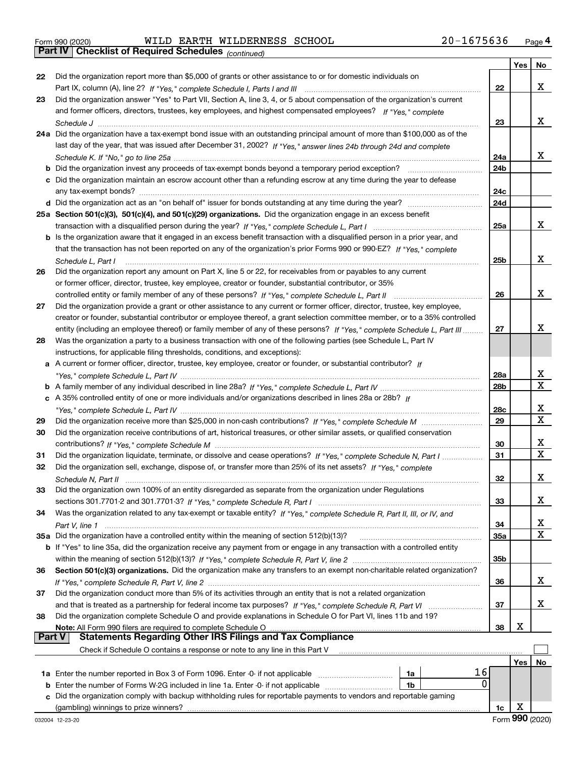Form 990 (2020) WILD EARTH WILDERNESS SCHOOL 20-1675636

## Part IV | Checklist of Required Schedules *(continued)*

| | | | Yes | No |
|---|---|---|---|---|
| 22 | Did the organization report more than $5,000 of grants or other assistance to or for domestic individuals on Part IX, column (A), line 2? *If "Yes," complete Schedule I, Parts I and III* | 22 | | X |
| 23 | Did the organization answer "Yes" to Part VII, Section A, line 3, 4, or 5 about compensation of the organization's current and former officers, directors, trustees, key employees, and highest compensated employees? *If "Yes," complete Schedule J* | 23 | | X |
| 24a | Did the organization have a tax-exempt bond issue with an outstanding principal amount of more than $100,000 as of the last day of the year, that was issued after December 31, 2002? *If "Yes," answer lines 24b through 24d and complete Schedule K. If "No," go to line 25a* | 24a | | X |
| b | Did the organization invest any proceeds of tax-exempt bonds beyond a temporary period exception? | 24b | | |
| c | Did the organization maintain an escrow account other than a refunding escrow at any time during the year to defease any tax-exempt bonds? | 24c | | |
| d | Did the organization act as an "on behalf of" issuer for bonds outstanding at any time during the year? | 24d | | |
| 25a | **Section 501(c)(3), 501(c)(4), and 501(c)(29) organizations.** Did the organization engage in an excess benefit transaction with a disqualified person during the year? *If "Yes," complete Schedule L, Part I* | 25a | | X |
| b | Is the organization aware that it engaged in an excess benefit transaction with a disqualified person in a prior year, and that the transaction has not been reported on any of the organization's prior Forms 990 or 990-EZ? *If "Yes," complete Schedule L, Part I* | 25b | | X |
| 26 | Did the organization report any amount on Part X, line 5 or 22, for receivables from or payables to any current or former officer, director, trustee, key employee, creator or founder, substantial contributor, or 35% controlled entity or family member of any of these persons? *If "Yes," complete Schedule L, Part II* | 26 | | X |
| 27 | Did the organization provide a grant or other assistance to any current or former officer, director, trustee, key employee, creator or founder, substantial contributor or employee thereof, a grant selection committee member, or to a 35% controlled entity (including an employee thereof) or family member of any of these persons? *If "Yes," complete Schedule L, Part III* | 27 | | X |
| 28 | Was the organization a party to a business transaction with one of the following parties (see Schedule L, Part IV instructions, for applicable filing thresholds, conditions, and exceptions): | | | |
| a | A current or former officer, director, trustee, key employee, creator or founder, or substantial contributor? *If "Yes," complete Schedule L, Part IV* | 28a | | X |
| b | A family member of any individual described in line 28a? *If "Yes," complete Schedule L, Part IV* | 28b | | X |
| c | A 35% controlled entity of one or more individuals and/or organizations described in lines 28a or 28b? *If "Yes," complete Schedule L, Part IV* | 28c | | X |
| 29 | Did the organization receive more than $25,000 in non-cash contributions? *If "Yes," complete Schedule M* | 29 | | X |
| 30 | Did the organization receive contributions of art, historical treasures, or other similar assets, or qualified conservation contributions? *If "Yes," complete Schedule M* | 30 | | X |
| 31 | Did the organization liquidate, terminate, or dissolve and cease operations? *If "Yes," complete Schedule N, Part I* | 31 | | X |
| 32 | Did the organization sell, exchange, dispose of, or transfer more than 25% of its net assets? *If "Yes," complete Schedule N, Part II* | 32 | | X |
| 33 | Did the organization own 100% of an entity disregarded as separate from the organization under Regulations sections 301.7701-2 and 301.7701-3? *If "Yes," complete Schedule R, Part I* | 33 | | X |
| 34 | Was the organization related to any tax-exempt or taxable entity? *If "Yes," complete Schedule R, Part II, III, or IV, and Part V, line 1* | 34 | | X |
| 35a | Did the organization have a controlled entity within the meaning of section 512(b)(13)? | 35a | | X |
| b | If "Yes" to line 35a, did the organization receive any payment from or engage in any transaction with a controlled entity within the meaning of section 512(b)(13)? *If "Yes," complete Schedule R, Part V, line 2* | 35b | | |
| 36 | **Section 501(c)(3) organizations.** Did the organization make any transfers to an exempt non-charitable related organization? *If "Yes," complete Schedule R, Part V, line 2* | 36 | | X |
| 37 | Did the organization conduct more than 5% of its activities through an entity that is not a related organization and that is treated as a partnership for federal income tax purposes? *If "Yes," complete Schedule R, Part VI* | 37 | | X |
| 38 | Did the organization complete Schedule O and provide explanations in Schedule O for Part VI, lines 11b and 19? **Note:** All Form 990 filers are required to complete Schedule O | 38 | X | |

## Part V | Statements Regarding Other IRS Filings and Tax Compliance

Check if Schedule O contains a response or note to any line in this Part V ☐

| | | | | | Yes | No |
|---|---|---|---|---|---|---|
| 1a | Enter the number reported in Box 3 of Form 1096. Enter -0- if not applicable | 1a | 16 | | | |
| b | Enter the number of Forms W-2G included in line 1a. Enter -0- if not applicable | 1b | 0 | | | |
| c | Did the organization comply with backup withholding rules for reportable payments to vendors and reportable gaming (gambling) winnings to prize winners? | | | 1c | X | |

Form **990** (2020)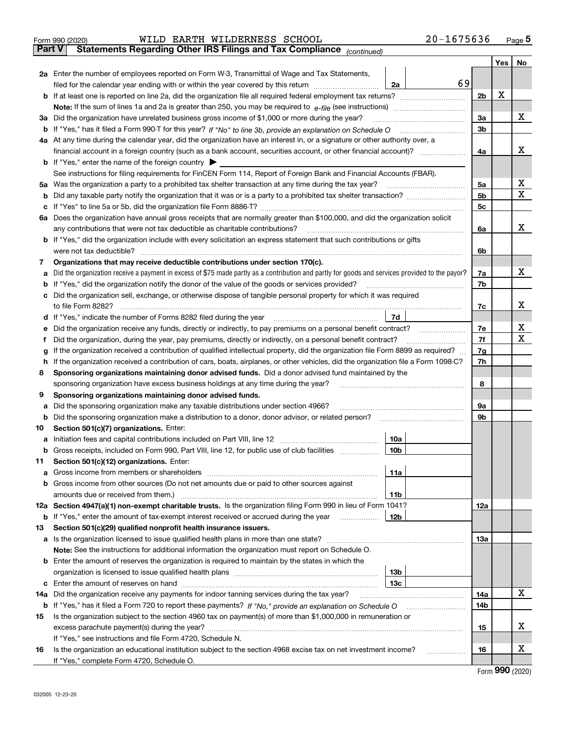Form 990 (2020) WILD EARTH WILDERNESS SCHOOL 20-1675636

**Part V Statements Regarding Other IRS Filings and Tax Compliance** *(continued)*

| | | | | Yes | No |
|---|---|---|---|---|---|
| **2a** | Enter the number of employees reported on Form W-3, Transmittal of Wage and Tax Statements, filed for the calendar year ending with or within the year covered by this return | 2a | 69 | | |
| **b** | If at least one is reported on line 2a, did the organization file all required federal employment tax returns? | | 2b | X | |
| | **Note:** If the sum of lines 1a and 2a is greater than 250, you may be required to *e-file* (see instructions) | | | | |
| **3a** | Did the organization have unrelated business gross income of $1,000 or more during the year? | | 3a | | X |
| **b** | If "Yes," has it filed a Form 990-T for this year? *If "No" to line 3b, provide an explanation on Schedule O* | | 3b | | |
| **4a** | At any time during the calendar year, did the organization have an interest in, or a signature or other authority over, a financial account in a foreign country (such as a bank account, securities account, or other financial account)? | | 4a | | X |
| **b** | If "Yes," enter the name of the foreign country ▶ | | | | |
| | See instructions for filing requirements for FinCEN Form 114, Report of Foreign Bank and Financial Accounts (FBAR). | | | | |
| **5a** | Was the organization a party to a prohibited tax shelter transaction at any time during the tax year? | | 5a | | X |
| **b** | Did any taxable party notify the organization that it was or is a party to a prohibited tax shelter transaction? | | 5b | | X |
| **c** | If "Yes" to line 5a or 5b, did the organization file Form 8886-T? | | 5c | | |
| **6a** | Does the organization have annual gross receipts that are normally greater than $100,000, and did the organization solicit any contributions that were not tax deductible as charitable contributions? | | 6a | | X |
| **b** | If "Yes," did the organization include with every solicitation an express statement that such contributions or gifts were not tax deductible? | | 6b | | |
| **7** | **Organizations that may receive deductible contributions under section 170(c).** | | | | |
| **a** | Did the organization receive a payment in excess of $75 made partly as a contribution and partly for goods and services provided to the payor? | | 7a | | X |
| **b** | If "Yes," did the organization notify the donor of the value of the goods or services provided? | | 7b | | |
| **c** | Did the organization sell, exchange, or otherwise dispose of tangible personal property for which it was required to file Form 8282? | | 7c | | X |
| **d** | If "Yes," indicate the number of Forms 8282 filed during the year | 7d | | | |
| **e** | Did the organization receive any funds, directly or indirectly, to pay premiums on a personal benefit contract? | | 7e | | X |
| **f** | Did the organization, during the year, pay premiums, directly or indirectly, on a personal benefit contract? | | 7f | | X |
| **g** | If the organization received a contribution of qualified intellectual property, did the organization file Form 8899 as required? | | 7g | | |
| **h** | If the organization received a contribution of cars, boats, airplanes, or other vehicles, did the organization file a Form 1098-C? | | 7h | | |
| **8** | **Sponsoring organizations maintaining donor advised funds.** Did a donor advised fund maintained by the sponsoring organization have excess business holdings at any time during the year? | | 8 | | |
| **9** | **Sponsoring organizations maintaining donor advised funds.** | | | | |
| **a** | Did the sponsoring organization make any taxable distributions under section 4966? | | 9a | | |
| **b** | Did the sponsoring organization make a distribution to a donor, donor advisor, or related person? | | 9b | | |
| **10** | **Section 501(c)(7) organizations.** Enter: | | | | |
| **a** | Initiation fees and capital contributions included on Part VIII, line 12 | 10a | | | |
| **b** | Gross receipts, included on Form 990, Part VIII, line 12, for public use of club facilities | 10b | | | |
| **11** | **Section 501(c)(12) organizations.** Enter: | | | | |
| **a** | Gross income from members or shareholders | 11a | | | |
| **b** | Gross income from other sources (Do not net amounts due or paid to other sources against amounts due or received from them.) | 11b | | | |
| **12a** | **Section 4947(a)(1) non-exempt charitable trusts.** Is the organization filing Form 990 in lieu of Form 1041? | | 12a | | |
| **b** | If "Yes," enter the amount of tax-exempt interest received or accrued during the year | 12b | | | |
| **13** | **Section 501(c)(29) qualified nonprofit health insurance issuers.** | | | | |
| **a** | Is the organization licensed to issue qualified health plans in more than one state? | | 13a | | |
| | **Note:** See the instructions for additional information the organization must report on Schedule O. | | | | |
| **b** | Enter the amount of reserves the organization is required to maintain by the states in which the organization is licensed to issue qualified health plans | 13b | | | |
| **c** | Enter the amount of reserves on hand | 13c | | | |
| **14a** | Did the organization receive any payments for indoor tanning services during the tax year? | | 14a | | X |
| **b** | If "Yes," has it filed a Form 720 to report these payments? *If "No," provide an explanation on Schedule O* | | 14b | | |
| **15** | Is the organization subject to the section 4960 tax on payment(s) of more than $1,000,000 in remuneration or excess parachute payment(s) during the year? | | 15 | | X |
| | If "Yes," see instructions and file Form 4720, Schedule N. | | | | |
| **16** | Is the organization an educational institution subject to the section 4968 excise tax on net investment income? | | 16 | | X |
| | If "Yes," complete Form 4720, Schedule O. | | | | |

Form **990** (2020)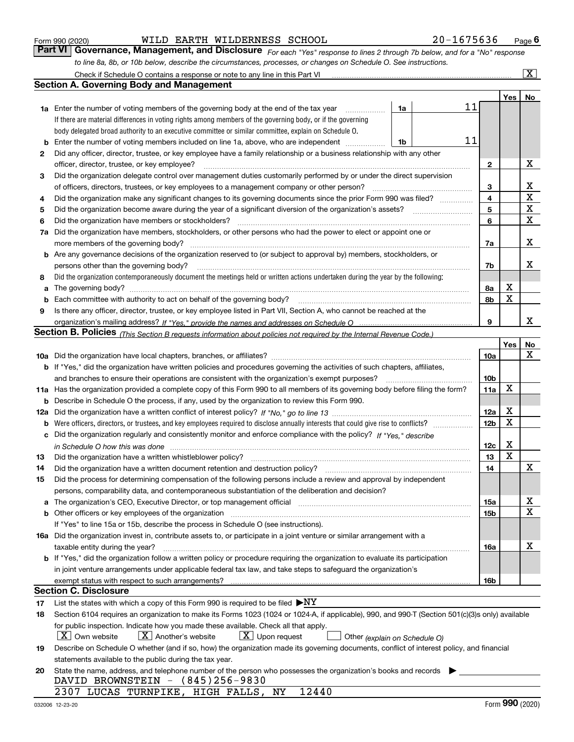Form 990 (2020) WILD EARTH WILDERNESS SCHOOL 20-1675636 Page **6**

## Part VI Governance, Management, and Disclosure

*For each "Yes" response to lines 2 through 7b below, and for a "No" response to line 8a, 8b, or 10b below, describe the circumstances, processes, or changes on Schedule O. See instructions.*

Check if Schedule O contains a response or note to any line in this Part VI ☒

### Section A. Governing Body and Management

| | | | | | Yes | No |
|---|---|---|---|---|---|---|
| **1a** | Enter the number of voting members of the governing body at the end of the tax year. If there are material differences in voting rights among members of the governing body, or if the governing body delegated broad authority to an executive committee or similar committee, explain on Schedule O. | 1a | 11 | | | |
| **b** | Enter the number of voting members included on line 1a, above, who are independent | 1b | 11 | | | |
| **2** | Did any officer, director, trustee, or key employee have a family relationship or a business relationship with any other officer, director, trustee, or key employee? | | | 2 | | X |
| **3** | Did the organization delegate control over management duties customarily performed by or under the direct supervision of officers, directors, trustees, or key employees to a management company or other person? | | | 3 | | X |
| **4** | Did the organization make any significant changes to its governing documents since the prior Form 990 was filed? | | | 4 | | X |
| **5** | Did the organization become aware during the year of a significant diversion of the organization's assets? | | | 5 | | X |
| **6** | Did the organization have members or stockholders? | | | 6 | | X |
| **7a** | Did the organization have members, stockholders, or other persons who had the power to elect or appoint one or more members of the governing body? | | | 7a | | X |
| **b** | Are any governance decisions of the organization reserved to (or subject to approval by) members, stockholders, or persons other than the governing body? | | | 7b | | X |
| **8** | Did the organization contemporaneously document the meetings held or written actions undertaken during the year by the following: | | | | | |
| **a** | The governing body? | | | 8a | X | |
| **b** | Each committee with authority to act on behalf of the governing body? | | | 8b | X | |
| **9** | Is there any officer, director, trustee, or key employee listed in Part VII, Section A, who cannot be reached at the organization's mailing address? *If "Yes," provide the names and addresses on Schedule O* | | | 9 | | X |

### Section B. Policies *(This Section B requests information about policies not required by the Internal Revenue Code.)*

| | | | Yes | No |
|---|---|---|---|---|
| **10a** | Did the organization have local chapters, branches, or affiliates? | 10a | | X |
| **b** | If "Yes," did the organization have written policies and procedures governing the activities of such chapters, affiliates, and branches to ensure their operations are consistent with the organization's exempt purposes? | 10b | | |
| **11a** | Has the organization provided a complete copy of this Form 990 to all members of its governing body before filing the form? | 11a | X | |
| **b** | Describe in Schedule O the process, if any, used by the organization to review this Form 990. | | | |
| **12a** | Did the organization have a written conflict of interest policy? *If "No," go to line 13* | 12a | X | |
| **b** | Were officers, directors, or trustees, and key employees required to disclose annually interests that could give rise to conflicts? | 12b | X | |
| **c** | Did the organization regularly and consistently monitor and enforce compliance with the policy? *If "Yes," describe in Schedule O how this was done* | 12c | X | |
| **13** | Did the organization have a written whistleblower policy? | 13 | X | |
| **14** | Did the organization have a written document retention and destruction policy? | 14 | | X |
| **15** | Did the process for determining compensation of the following persons include a review and approval by independent persons, comparability data, and contemporaneous substantiation of the deliberation and decision? | | | |
| **a** | The organization's CEO, Executive Director, or top management official | 15a | | X |
| **b** | Other officers or key employees of the organization | 15b | | X |
| | If "Yes" to line 15a or 15b, describe the process in Schedule O (see instructions). | | | |
| **16a** | Did the organization invest in, contribute assets to, or participate in a joint venture or similar arrangement with a taxable entity during the year? | 16a | | X |
| **b** | If "Yes," did the organization follow a written policy or procedure requiring the organization to evaluate its participation in joint venture arrangements under applicable federal tax law, and take steps to safeguard the organization's exempt status with respect to such arrangements? | 16b | | |

### Section C. Disclosure

**17** List the states with which a copy of this Form 990 is required to be filed ▶NY

**18** Section 6104 requires an organization to make its Forms 1023 (1024 or 1024-A, if applicable), 990, and 990-T (Section 501(c)(3)s only) available for public inspection. Indicate how you made these available. Check all that apply.

☒ Own website ☒ Another's website ☒ Upon request ☐ Other *(explain on Schedule O)*

**19** Describe on Schedule O whether (and if so, how) the organization made its governing documents, conflict of interest policy, and financial statements available to the public during the tax year.

**20** State the name, address, and telephone number of the person who possesses the organization's books and records ▶

DAVID BROWNSTEIN - (845)256-9830
2307 LUCAS TURNPIKE, HIGH FALLS, NY 12440

032006 12-23-20 Form **990** (2020)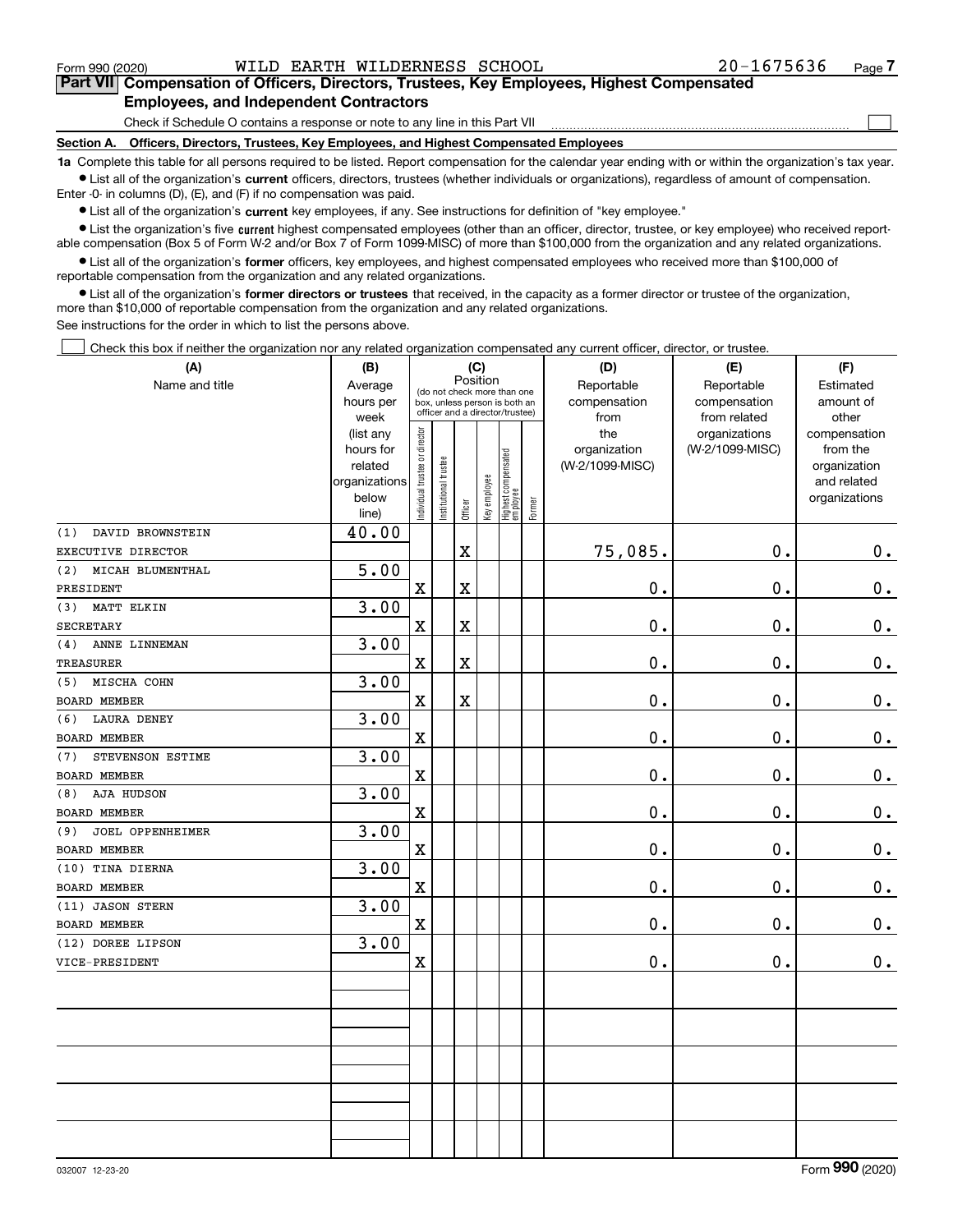Form 990 (2020) WILD EARTH WILDERNESS SCHOOL 20-1675636 Page 7

**Part VII Compensation of Officers, Directors, Trustees, Key Employees, Highest Compensated Employees, and Independent Contractors**

Check if Schedule O contains a response or note to any line in this Part VII

**Section A. Officers, Directors, Trustees, Key Employees, and Highest Compensated Employees**

**1a** Complete this table for all persons required to be listed. Report compensation for the calendar year ending with or within the organization's tax year.

- List all of the organization's **current** officers, directors, trustees (whether individuals or organizations), regardless of amount of compensation. Enter -0- in columns (D), (E), and (F) if no compensation was paid.
- List all of the organization's **current** key employees, if any. See instructions for definition of "key employee."
- List the organization's five **current** highest compensated employees (other than an officer, director, trustee, or key employee) who received reportable compensation (Box 5 of Form W-2 and/or Box 7 of Form 1099-MISC) of more than $100,000 from the organization and any related organizations.
- List all of the organization's **former** officers, key employees, and highest compensated employees who received more than $100,000 of reportable compensation from the organization and any related organizations.
- List all of the organization's **former directors or trustees** that received, in the capacity as a former director or trustee of the organization, more than $10,000 of reportable compensation from the organization and any related organizations.

See instructions for the order in which to list the persons above.

Check this box if neither the organization nor any related organization compensated any current officer, director, or trustee.

| (A) Name and title | (B) Average hours per week (list any hours for related organizations below line) | (C) Position: Individual trustee or director | Institutional trustee | Officer | Key employee | Highest compensated employee | Former | (D) Reportable compensation from the organization (W-2/1099-MISC) | (E) Reportable compensation from related organizations (W-2/1099-MISC) | (F) Estimated amount of other compensation from the organization and related organizations |
|---|---|---|---|---|---|---|---|---|---|---|
| (1) DAVID BROWNSTEIN<br>EXECUTIVE DIRECTOR | 40.00 | | | X | | | | 75,085. | 0. | 0. |
| (2) MICAH BLUMENTHAL<br>PRESIDENT | 5.00 | X | | X | | | | 0. | 0. | 0. |
| (3) MATT ELKIN<br>SECRETARY | 3.00 | X | | X | | | | 0. | 0. | 0. |
| (4) ANNE LINNEMAN<br>TREASURER | 3.00 | X | | X | | | | 0. | 0. | 0. |
| (5) MISCHA COHN<br>BOARD MEMBER | 3.00 | X | | X | | | | 0. | 0. | 0. |
| (6) LAURA DENEY<br>BOARD MEMBER | 3.00 | X | | | | | | 0. | 0. | 0. |
| (7) STEVENSON ESTIME<br>BOARD MEMBER | 3.00 | X | | | | | | 0. | 0. | 0. |
| (8) AJA HUDSON<br>BOARD MEMBER | 3.00 | X | | | | | | 0. | 0. | 0. |
| (9) JOEL OPPENHEIMER<br>BOARD MEMBER | 3.00 | X | | | | | | 0. | 0. | 0. |
| (10) TINA DIERNA<br>BOARD MEMBER | 3.00 | X | | | | | | 0. | 0. | 0. |
| (11) JASON STERN<br>BOARD MEMBER | 3.00 | X | | | | | | 0. | 0. | 0. |
| (12) DOREE LIPSON<br>VICE-PRESIDENT | 3.00 | X | | | | | | 0. | 0. | 0. |

032007 12-23-20 Form 990 (2020)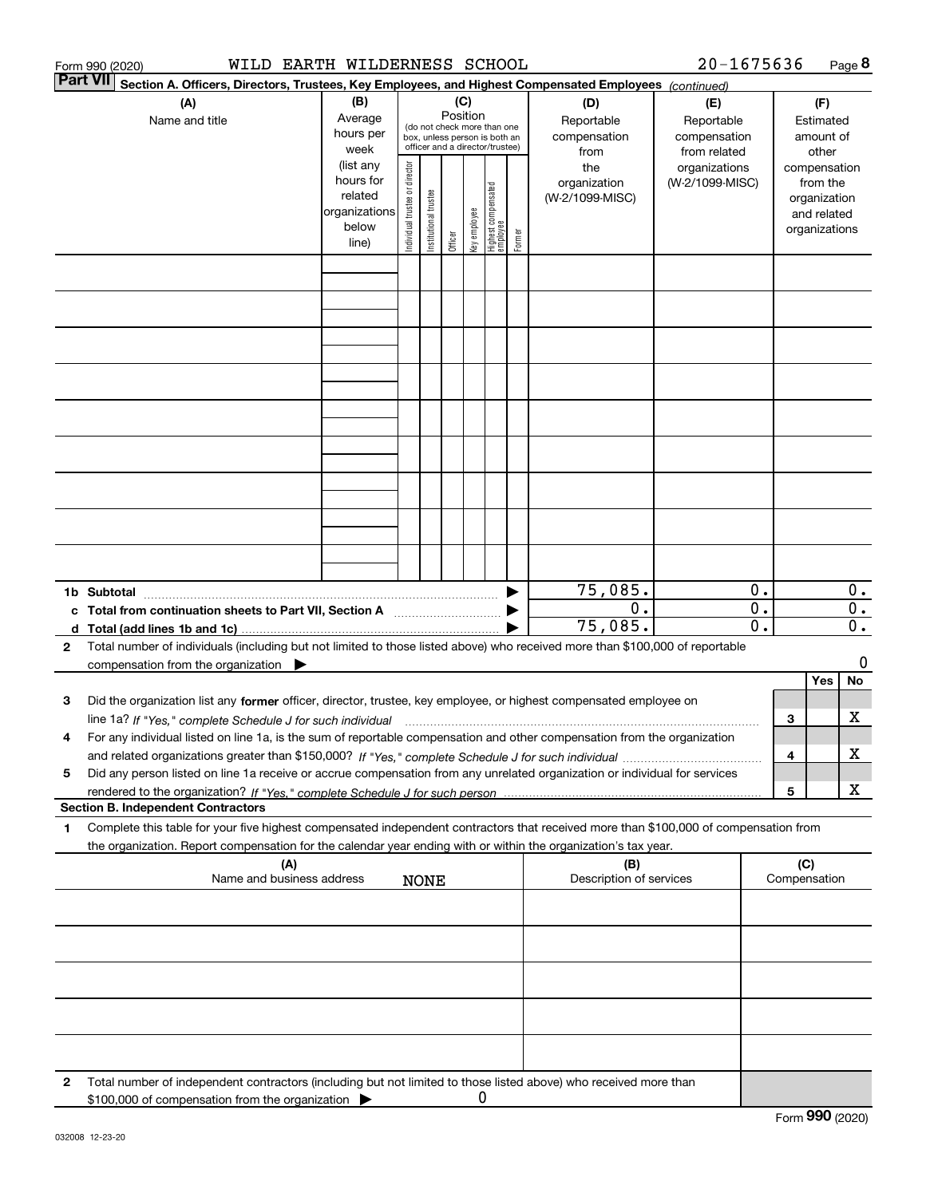Form 990 (2020) WILD EARTH WILDERNESS SCHOOL 20-1675636 Page 8

**Part VII** **Section A. Officers, Directors, Trustees, Key Employees, and Highest Compensated Employees** *(continued)*

| (A) Name and title | (B) Average hours per week (list any hours for related organizations below line) | (C) Position (do not check more than one box, unless person is both an officer and a director/trustee): Individual trustee or director | Institutional trustee | Officer | Key employee | Highest compensated employee | Former | (D) Reportable compensation from the organization (W-2/1099-MISC) | (E) Reportable compensation from related organizations (W-2/1099-MISC) | (F) Estimated amount of other compensation from the organization and related organizations |
|---|---|---|---|---|---|---|---|---|---|---|
| | | | | | | | | | | |
| | | | | | | | | | | |
| | | | | | | | | | | |
| | | | | | | | | | | |
| | | | | | | | | | | |
| | | | | | | | | | | |
| | | | | | | | | | | |
| | | | | | | | | | | |
| | | | | | | | | | | |
| **1b Subtotal** | | | | | | | ▶ | 75,085. | 0. | 0. |
| **c Total from continuation sheets to Part VII, Section A** | | | | | | | ▶ | 0. | 0. | 0. |
| **d Total (add lines 1b and 1c)** | | | | | | | ▶ | 75,085. | 0. | 0. |

**2** Total number of individuals (including but not limited to those listed above) who received more than $100,000 of reportable compensation from the organization ▶ 0

| | | | Yes | No |
|---|---|---|---|---|
| **3** | Did the organization list any **former** officer, director, trustee, key employee, or highest compensated employee on line 1a? *If "Yes," complete Schedule J for such individual* | 3 | | X |
| **4** | For any individual listed on line 1a, is the sum of reportable compensation and other compensation from the organization and related organizations greater than $150,000? *If "Yes," complete Schedule J for such individual* | 4 | | X |
| **5** | Did any person listed on line 1a receive or accrue compensation from any unrelated organization or individual for services rendered to the organization? *If "Yes," complete Schedule J for such person* | 5 | | X |

**Section B. Independent Contractors**

**1** Complete this table for your five highest compensated independent contractors that received more than $100,000 of compensation from the organization. Report compensation for the calendar year ending with or within the organization's tax year.

| (A) Name and business address | (B) Description of services | (C) Compensation |
|---|---|---|
| NONE | | |
| | | |
| | | |
| | | |
| | | |

**2** Total number of independent contractors (including but not limited to those listed above) who received more than $100,000 of compensation from the organization ▶ 0

Form **990** (2020)

032008 12-23-20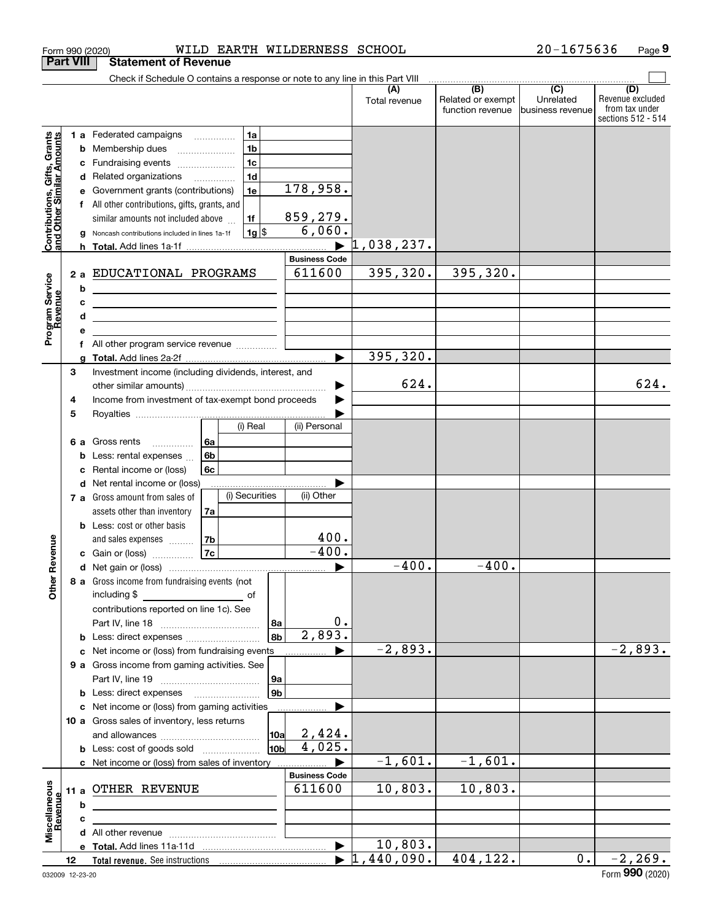Form 990 (2020) WILD EARTH WILDERNESS SCHOOL 20-1675636

## Part VIII Statement of Revenue

Check if Schedule O contains a response or note to any line in this Part VIII

| | | | | (A) Total revenue | (B) Related or exempt function revenue | (C) Unrelated business revenue | (D) Revenue excluded from tax under sections 512 - 514 |
|---|---|---|---|---|---|---|---|
| **Contributions, Gifts, Grants and Other Similar Amounts** | 1 a Federated campaigns | 1a | | | | | |
| | b Membership dues | 1b | | | | | |
| | c Fundraising events | 1c | | | | | |
| | d Related organizations | 1d | | | | | |
| | e Government grants (contributions) | 1e | 178,958. | | | | |
| | f All other contributions, gifts, grants, and similar amounts not included above | 1f | 859,279. | | | | |
| | g Noncash contributions included in lines 1a-1f | 1g $ | 6,060. | | | | |
| | h Total. Add lines 1a-1f | | ▶ | 1,038,237. | | | |
| | | | Business Code | | | | |
| **Program Service Revenue** | 2 a EDUCATIONAL PROGRAMS | | 611600 | 395,320. | 395,320. | | |
| | b | | | | | | |
| | c | | | | | | |
| | d | | | | | | |
| | e | | | | | | |
| | f All other program service revenue | | | | | | |
| | g Total. Add lines 2a-2f | | ▶ | 395,320. | | | |
| **Other Revenue** | 3 Investment income (including dividends, interest, and other similar amounts) | | ▶ | 624. | | | 624. |
| | 4 Income from investment of tax-exempt bond proceeds | | ▶ | | | | |
| | 5 Royalties | | ▶ | | | | |
| | | (i) Real | (ii) Personal | | | | |
| | 6 a Gross rents 6a | | | | | | |
| | b Less: rental expenses 6b | | | | | | |
| | c Rental income or (loss) 6c | | | | | | |
| | d Net rental income or (loss) | | ▶ | | | | |
| | | (i) Securities | (ii) Other | | | | |
| | 7 a Gross amount from sales of assets other than inventory 7a | | | | | | |
| | b Less: cost or other basis and sales expenses 7b | | 400. | | | | |
| | c Gain or (loss) 7c | | -400. | | | | |
| | d Net gain or (loss) | | ▶ | -400. | -400. | | |
| | 8 a Gross income from fundraising events (not including $ ___ of contributions reported on line 1c). See Part IV, line 18 | 8a | 0. | | | | |
| | b Less: direct expenses | 8b | 2,893. | | | | |
| | c Net income or (loss) from fundraising events | | ▶ | -2,893. | | | -2,893. |
| | 9 a Gross income from gaming activities. See Part IV, line 19 | 9a | | | | | |
| | b Less: direct expenses | 9b | | | | | |
| | c Net income or (loss) from gaming activities | | ▶ | | | | |
| | 10 a Gross sales of inventory, less returns and allowances | 10a | 2,424. | | | | |
| | b Less: cost of goods sold | 10b | 4,025. | | | | |
| | c Net income or (loss) from sales of inventory | | ▶ | -1,601. | -1,601. | | |
| | | | Business Code | | | | |
| **Miscellaneous Revenue** | 11 a OTHER REVENUE | | 611600 | 10,803. | 10,803. | | |
| | b | | | | | | |
| | c | | | | | | |
| | d All other revenue | | | | | | |
| | e Total. Add lines 11a-11d | | ▶ | 10,803. | | | |
| | 12 Total revenue. See instructions | | ▶ | 1,440,090. | 404,122. | 0. | -2,269. |

032009 12-23-20 Form **990** (2020)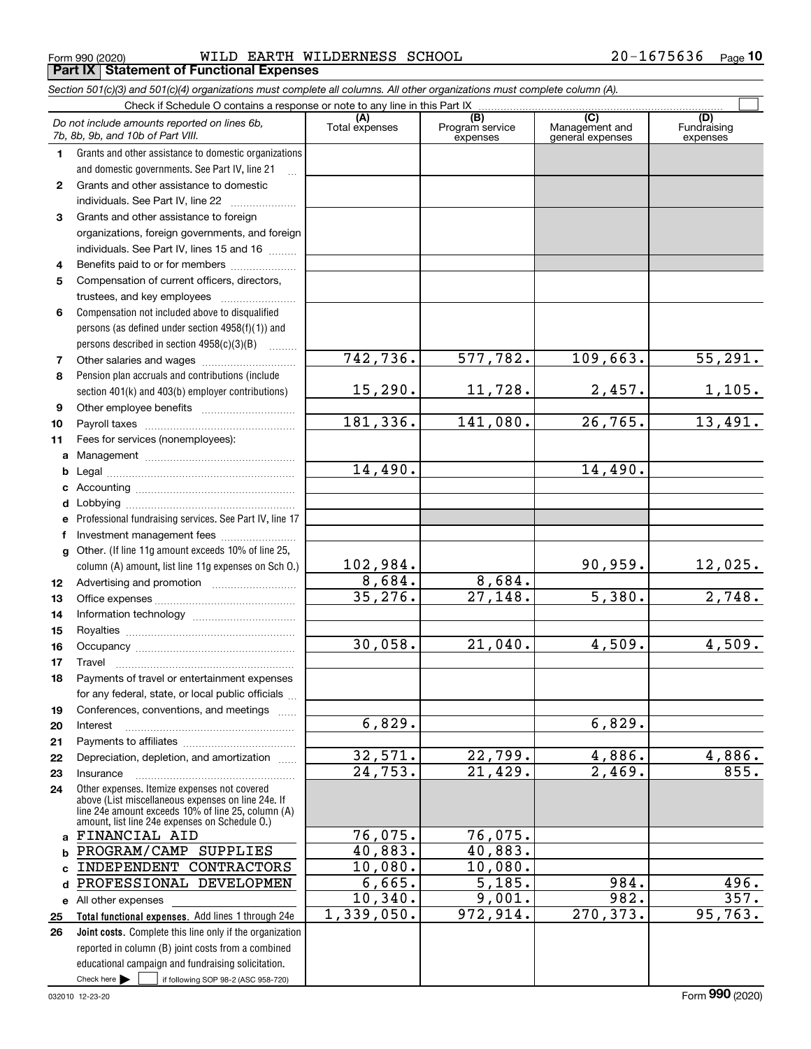Form 990 (2020) WILD EARTH WILDERNESS SCHOOL 20-1675636 Page 10

## Part IX Statement of Functional Expenses

*Section 501(c)(3) and 501(c)(4) organizations must complete all columns. All other organizations must complete column (A).*

Check if Schedule O contains a response or note to any line in this Part IX ☐

| *Do not include amounts reported on lines 6b, 7b, 8b, 9b, and 10b of Part VIII.* | (A) Total expenses | (B) Program service expenses | (C) Management and general expenses | (D) Fundraising expenses |
|---|---|---|---|---|
| **1** Grants and other assistance to domestic organizations and domestic governments. See Part IV, line 21 | | | | |
| **2** Grants and other assistance to domestic individuals. See Part IV, line 22 | | | | |
| **3** Grants and other assistance to foreign organizations, foreign governments, and foreign individuals. See Part IV, lines 15 and 16 | | | | |
| **4** Benefits paid to or for members | | | | |
| **5** Compensation of current officers, directors, trustees, and key employees | | | | |
| **6** Compensation not included above to disqualified persons (as defined under section 4958(f)(1)) and persons described in section 4958(c)(3)(B) | | | | |
| **7** Other salaries and wages | 742,736. | 577,782. | 109,663. | 55,291. |
| **8** Pension plan accruals and contributions (include section 401(k) and 403(b) employer contributions) | 15,290. | 11,728. | 2,457. | 1,105. |
| **9** Other employee benefits | | | | |
| **10** Payroll taxes | 181,336. | 141,080. | 26,765. | 13,491. |
| **11** Fees for services (nonemployees): | | | | |
| **a** Management | | | | |
| **b** Legal | 14,490. | | 14,490. | |
| **c** Accounting | | | | |
| **d** Lobbying | | | | |
| **e** Professional fundraising services. See Part IV, line 17 | | | | |
| **f** Investment management fees | | | | |
| **g** Other. (If line 11g amount exceeds 10% of line 25, column (A) amount, list line 11g expenses on Sch O.) | 102,984. | | 90,959. | 12,025. |
| **12** Advertising and promotion | 8,684. | 8,684. | | |
| **13** Office expenses | 35,276. | 27,148. | 5,380. | 2,748. |
| **14** Information technology | | | | |
| **15** Royalties | | | | |
| **16** Occupancy | 30,058. | 21,040. | 4,509. | 4,509. |
| **17** Travel | | | | |
| **18** Payments of travel or entertainment expenses for any federal, state, or local public officials | | | | |
| **19** Conferences, conventions, and meetings | | | | |
| **20** Interest | 6,829. | | 6,829. | |
| **21** Payments to affiliates | | | | |
| **22** Depreciation, depletion, and amortization | 32,571. | 22,799. | 4,886. | 4,886. |
| **23** Insurance | 24,753. | 21,429. | 2,469. | 855. |
| **24** Other expenses. Itemize expenses not covered above (List miscellaneous expenses on line 24e. If line 24e amount exceeds 10% of line 25, column (A) amount, list line 24e expenses on Schedule O.) | | | | |
| **a** FINANCIAL AID | 76,075. | 76,075. | | |
| **b** PROGRAM/CAMP SUPPLIES | 40,883. | 40,883. | | |
| **c** INDEPENDENT CONTRACTORS | 10,080. | 10,080. | | |
| **d** PROFESSIONAL DEVELOPMEN | 6,665. | 5,185. | 984. | 496. |
| **e** All other expenses | 10,340. | 9,001. | 982. | 357. |
| **25** **Total functional expenses.** Add lines 1 through 24e | 1,339,050. | 972,914. | 270,373. | 95,763. |
| **26** **Joint costs.** Complete this line only if the organization reported in column (B) joint costs from a combined educational campaign and fundraising solicitation. Check here ☐ if following SOP 98-2 (ASC 958-720) | | | | |

032010 12-23-20 Form **990** (2020)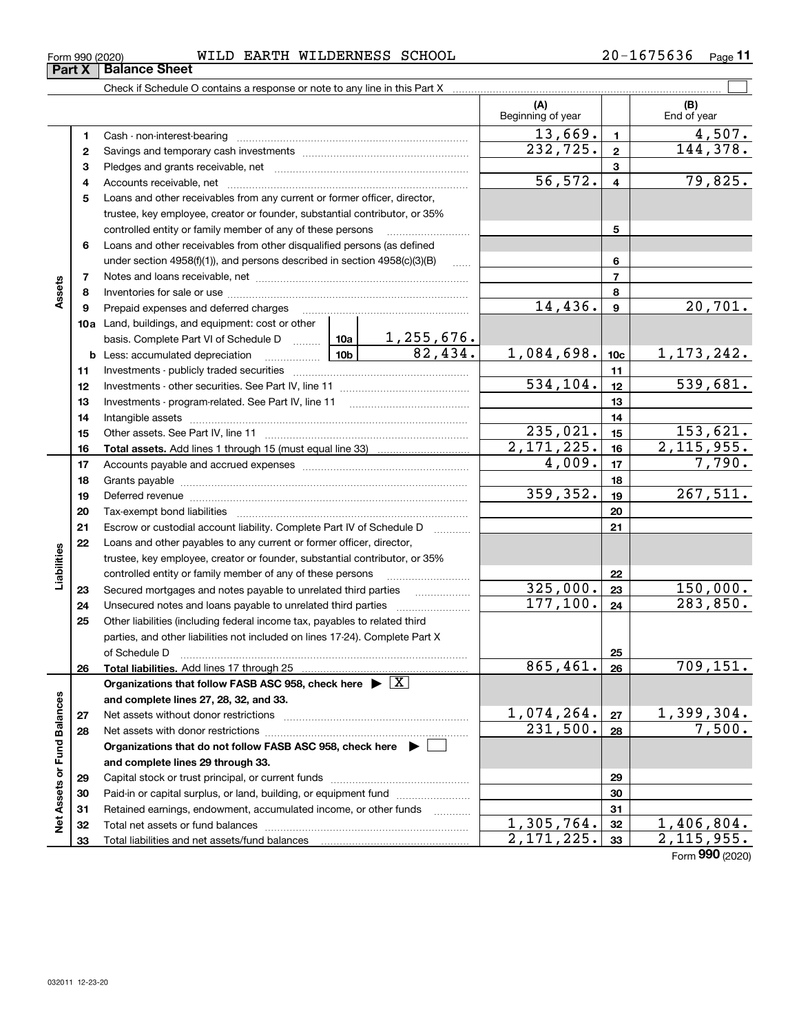Form 990 (2020) WILD EARTH WILDERNESS SCHOOL 20-1675636

## Part X Balance Sheet

Check if Schedule O contains a response or note to any line in this Part X

| | | | | (A) Beginning of year | | (B) End of year |
|---|---|---|---|---|---|---|
| **Assets** | 1 | Cash - non-interest-bearing | | 13,669. | 1 | 4,507. |
| | 2 | Savings and temporary cash investments | | 232,725. | 2 | 144,378. |
| | 3 | Pledges and grants receivable, net | | | 3 | |
| | 4 | Accounts receivable, net | | 56,572. | 4 | 79,825. |
| | 5 | Loans and other receivables from any current or former officer, director, trustee, key employee, creator or founder, substantial contributor, or 35% controlled entity or family member of any of these persons | | | 5 | |
| | 6 | Loans and other receivables from other disqualified persons (as defined under section 4958(f)(1)), and persons described in section 4958(c)(3)(B) | | | 6 | |
| | 7 | Notes and loans receivable, net | | | 7 | |
| | 8 | Inventories for sale or use | | | 8 | |
| | 9 | Prepaid expenses and deferred charges | | 14,436. | 9 | 20,701. |
| | 10a | Land, buildings, and equipment: cost or other basis. Complete Part VI of Schedule D | 10a 1,255,676. | | | |
| | b | Less: accumulated depreciation | 10b 82,434. | 1,084,698. | 10c | 1,173,242. |
| | 11 | Investments - publicly traded securities | | | 11 | |
| | 12 | Investments - other securities. See Part IV, line 11 | | 534,104. | 12 | 539,681. |
| | 13 | Investments - program-related. See Part IV, line 11 | | | 13 | |
| | 14 | Intangible assets | | | 14 | |
| | 15 | Other assets. See Part IV, line 11 | | 235,021. | 15 | 153,621. |
| | 16 | **Total assets.** Add lines 1 through 15 (must equal line 33) | | 2,171,225. | 16 | 2,115,955. |
| **Liabilities** | 17 | Accounts payable and accrued expenses | | 4,009. | 17 | 7,790. |
| | 18 | Grants payable | | | 18 | |
| | 19 | Deferred revenue | | 359,352. | 19 | 267,511. |
| | 20 | Tax-exempt bond liabilities | | | 20 | |
| | 21 | Escrow or custodial account liability. Complete Part IV of Schedule D | | | 21 | |
| | 22 | Loans and other payables to any current or former officer, director, trustee, key employee, creator or founder, substantial contributor, or 35% controlled entity or family member of any of these persons | | | 22 | |
| | 23 | Secured mortgages and notes payable to unrelated third parties | | 325,000. | 23 | 150,000. |
| | 24 | Unsecured notes and loans payable to unrelated third parties | | 177,100. | 24 | 283,850. |
| | 25 | Other liabilities (including federal income tax, payables to related third parties, and other liabilities not included on lines 17-24). Complete Part X of Schedule D | | | 25 | |
| | 26 | **Total liabilities.** Add lines 17 through 25 | | 865,461. | 26 | 709,151. |
| **Net Assets or Fund Balances** | | **Organizations that follow FASB ASC 958, check here** ▶ [X] **and complete lines 27, 28, 32, and 33.** | | | | |
| | 27 | Net assets without donor restrictions | | 1,074,264. | 27 | 1,399,304. |
| | 28 | Net assets with donor restrictions | | 231,500. | 28 | 7,500. |
| | | **Organizations that do not follow FASB ASC 958, check here** ▶ [ ] **and complete lines 29 through 33.** | | | | |
| | 29 | Capital stock or trust principal, or current funds | | | 29 | |
| | 30 | Paid-in or capital surplus, or land, building, or equipment fund | | | 30 | |
| | 31 | Retained earnings, endowment, accumulated income, or other funds | | | 31 | |
| | 32 | Total net assets or fund balances | | 1,305,764. | 32 | 1,406,804. |
| | 33 | Total liabilities and net assets/fund balances | | 2,171,225. | 33 | 2,115,955. |

Form **990** (2020)

032011 12-23-20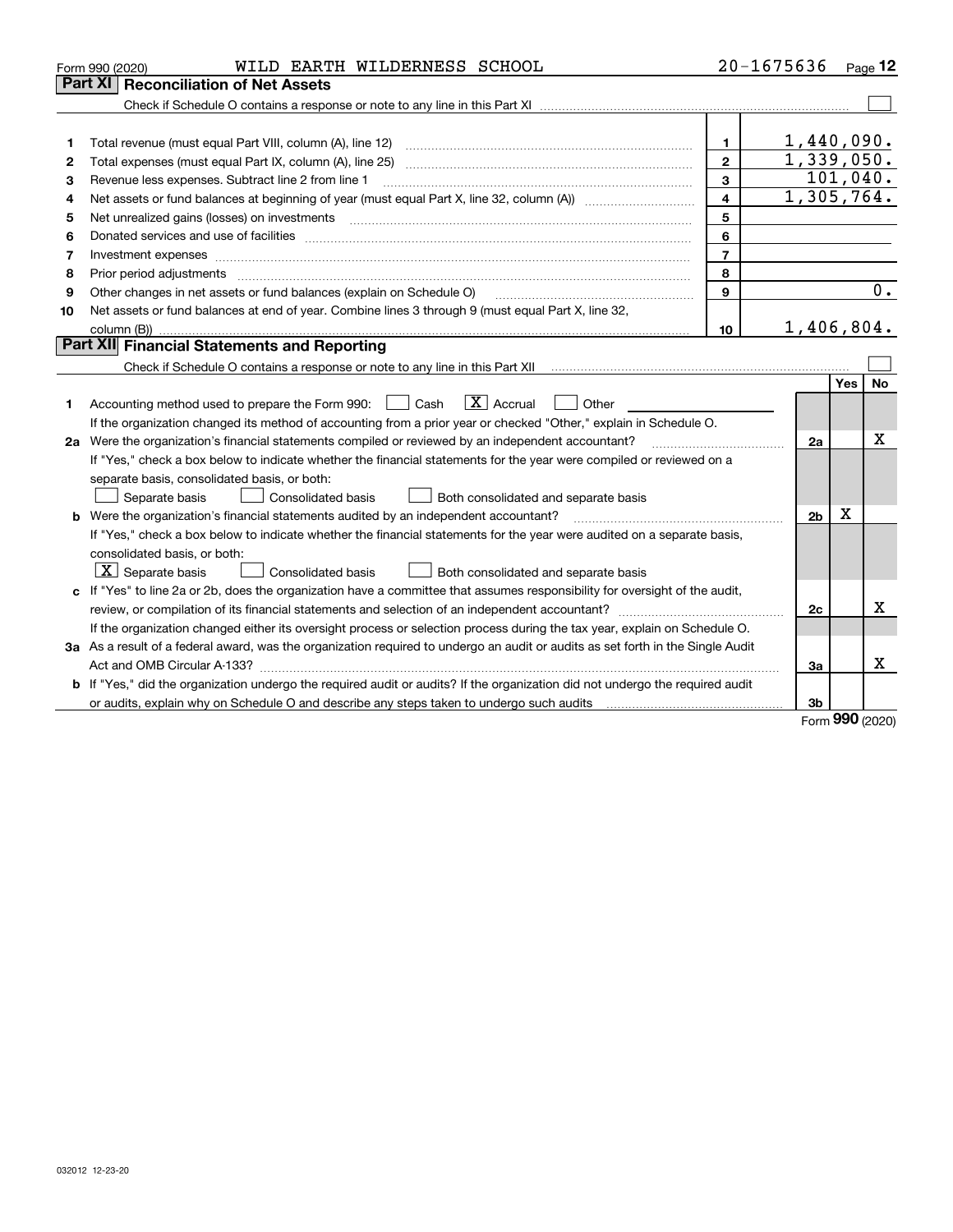Form 990 (2020) WILD EARTH WILDERNESS SCHOOL 20-1675636 Page **12**

## Part XI Reconciliation of Net Assets

Check if Schedule O contains a response or note to any line in this Part XI ☐

| | | | |
|---|---|---|---|
| 1 | Total revenue (must equal Part VIII, column (A), line 12) | 1 | 1,440,090. |
| 2 | Total expenses (must equal Part IX, column (A), line 25) | 2 | 1,339,050. |
| 3 | Revenue less expenses. Subtract line 2 from line 1 | 3 | 101,040. |
| 4 | Net assets or fund balances at beginning of year (must equal Part X, line 32, column (A)) | 4 | 1,305,764. |
| 5 | Net unrealized gains (losses) on investments | 5 | |
| 6 | Donated services and use of facilities | 6 | |
| 7 | Investment expenses | 7 | |
| 8 | Prior period adjustments | 8 | |
| 9 | Other changes in net assets or fund balances (explain on Schedule O) | 9 | 0. |
| 10 | Net assets or fund balances at end of year. Combine lines 3 through 9 (must equal Part X, line 32, column (B)) | 10 | 1,406,804. |

## Part XII Financial Statements and Reporting

Check if Schedule O contains a response or note to any line in this Part XII ☐

| | | | Yes | No |
|---|---|---|---|---|
| 1 | Accounting method used to prepare the Form 990: ☐ Cash ☒ Accrual ☐ Other<br>If the organization changed its method of accounting from a prior year or checked "Other," explain in Schedule O. | | | |
| 2a | Were the organization's financial statements compiled or reviewed by an independent accountant?<br>If "Yes," check a box below to indicate whether the financial statements for the year were compiled or reviewed on a separate basis, consolidated basis, or both:<br>☐ Separate basis ☐ Consolidated basis ☐ Both consolidated and separate basis | 2a | | X |
| b | Were the organization's financial statements audited by an independent accountant?<br>If "Yes," check a box below to indicate whether the financial statements for the year were audited on a separate basis, consolidated basis, or both:<br>☒ Separate basis ☐ Consolidated basis ☐ Both consolidated and separate basis | 2b | X | |
| c | If "Yes" to line 2a or 2b, does the organization have a committee that assumes responsibility for oversight of the audit, review, or compilation of its financial statements and selection of an independent accountant?<br>If the organization changed either its oversight process or selection process during the tax year, explain on Schedule O. | 2c | | X |
| 3a | As a result of a federal award, was the organization required to undergo an audit or audits as set forth in the Single Audit Act and OMB Circular A-133? | 3a | | X |
| b | If "Yes," did the organization undergo the required audit or audits? If the organization did not undergo the required audit or audits, explain why on Schedule O and describe any steps taken to undergo such audits | 3b | | |

Form **990** (2020)

032012 12-23-20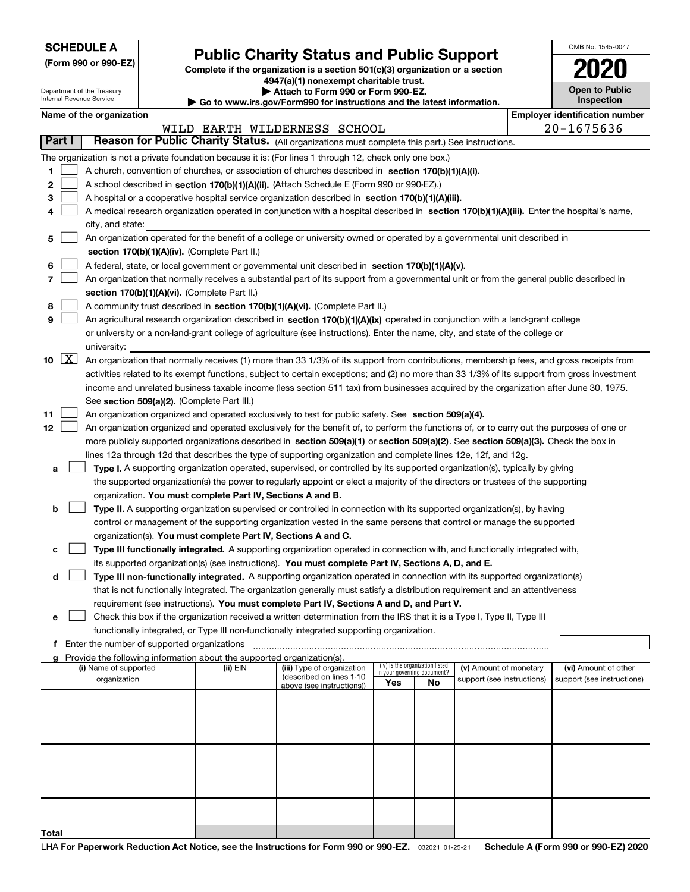**SCHEDULE A**
**(Form 990 or 990-EZ)**

Department of the Treasury
Internal Revenue Service

# Public Charity Status and Public Support

**Complete if the organization is a section 501(c)(3) organization or a section 4947(a)(1) nonexempt charitable trust.**
**▶ Attach to Form 990 or Form 990-EZ.**
**▶ Go to www.irs.gov/Form990 for instructions and the latest information.**

OMB No. 1545-0047

**2020**

**Open to Public Inspection**

**Name of the organization:** WILD EARTH WILDERNESS SCHOOL
**Employer identification number:** 20-1675636

## Part I Reason for Public Charity Status. (All organizations must complete this part.) See instructions.

The organization is not a private foundation because it is: (For lines 1 through 12, check only one box.)

1. ☐ A church, convention of churches, or association of churches described in **section 170(b)(1)(A)(i).**
2. ☐ A school described in **section 170(b)(1)(A)(ii).** (Attach Schedule E (Form 990 or 990-EZ).)
3. ☐ A hospital or a cooperative hospital service organization described in **section 170(b)(1)(A)(iii).**
4. ☐ A medical research organization operated in conjunction with a hospital described in **section 170(b)(1)(A)(iii).** Enter the hospital's name, city, and state:
5. ☐ An organization operated for the benefit of a college or university owned or operated by a governmental unit described in **section 170(b)(1)(A)(iv).** (Complete Part II.)
6. ☐ A federal, state, or local government or governmental unit described in **section 170(b)(1)(A)(v).**
7. ☐ An organization that normally receives a substantial part of its support from a governmental unit or from the general public described in **section 170(b)(1)(A)(vi).** (Complete Part II.)
8. ☐ A community trust described in **section 170(b)(1)(A)(vi).** (Complete Part II.)
9. ☐ An agricultural research organization described in **section 170(b)(1)(A)(ix)** operated in conjunction with a land-grant college or university or a non-land-grant college of agriculture (see instructions). Enter the name, city, and state of the college or university:
10. ☒ An organization that normally receives (1) more than 33 1/3% of its support from contributions, membership fees, and gross receipts from activities related to its exempt functions, subject to certain exceptions; and (2) no more than 33 1/3% of its support from gross investment income and unrelated business taxable income (less section 511 tax) from businesses acquired by the organization after June 30, 1975. See **section 509(a)(2).** (Complete Part III.)
11. ☐ An organization organized and operated exclusively to test for public safety. See **section 509(a)(4).**
12. ☐ An organization organized and operated exclusively for the benefit of, to perform the functions of, or to carry out the purposes of one or more publicly supported organizations described in **section 509(a)(1)** or **section 509(a)(2).** See **section 509(a)(3).** Check the box in lines 12a through 12d that describes the type of supporting organization and complete lines 12e, 12f, and 12g.
   - **a** ☐ **Type I.** A supporting organization operated, supervised, or controlled by its supported organization(s), typically by giving the supported organization(s) the power to regularly appoint or elect a majority of the directors or trustees of the supporting organization. **You must complete Part IV, Sections A and B.**
   - **b** ☐ **Type II.** A supporting organization supervised or controlled in connection with its supported organization(s), by having control or management of the supporting organization vested in the same persons that control or manage the supported organization(s). **You must complete Part IV, Sections A and C.**
   - **c** ☐ **Type III functionally integrated.** A supporting organization operated in connection with, and functionally integrated with, its supported organization(s) (see instructions). **You must complete Part IV, Sections A, D, and E.**
   - **d** ☐ **Type III non-functionally integrated.** A supporting organization operated in connection with its supported organization(s) that is not functionally integrated. The organization generally must satisfy a distribution requirement and an attentiveness requirement (see instructions). **You must complete Part IV, Sections A and D, and Part V.**
   - **e** ☐ Check this box if the organization received a written determination from the IRS that it is a Type I, Type II, Type III functionally integrated, or Type III non-functionally integrated supporting organization.
   - **f** Enter the number of supported organizations
   - **g** Provide the following information about the supported organization(s).

| (i) Name of supported organization | (ii) EIN | (iii) Type of organization (described on lines 1-10 above (see instructions)) | (iv) Is the organization listed in your governing document? Yes | No | (v) Amount of monetary support (see instructions) | (vi) Amount of other support (see instructions) |
|---|---|---|---|---|---|---|
| | | | | | | |
| | | | | | | |
| | | | | | | |
| | | | | | | |
| | | | | | | |
| **Total** | | | | | | |

LHA **For Paperwork Reduction Act Notice, see the Instructions for Form 990 or 990-EZ.** 032021 01-25-21 **Schedule A (Form 990 or 990-EZ) 2020**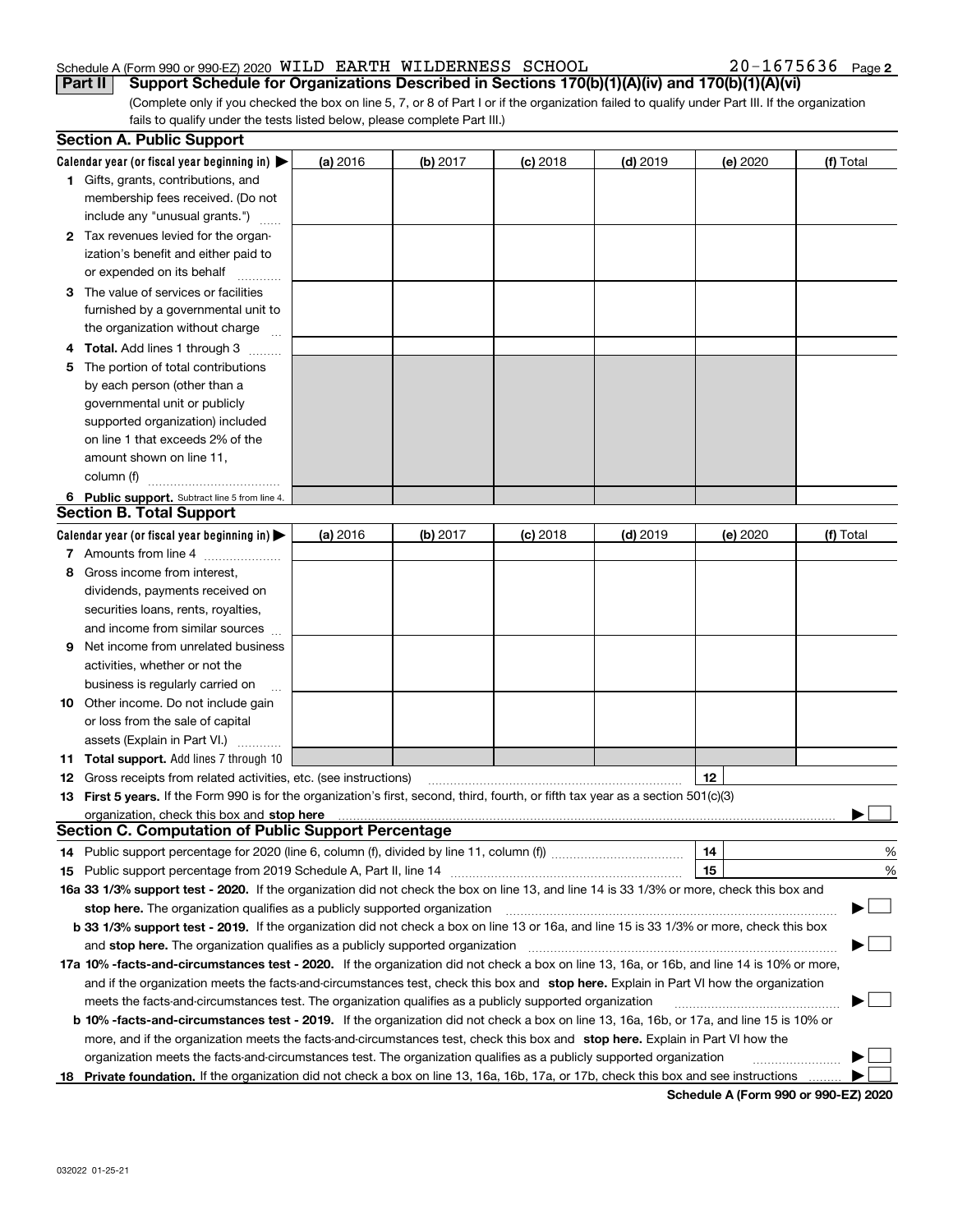Schedule A (Form 990 or 990-EZ) 2020 WILD EARTH WILDERNESS SCHOOL 20-1675636 Page **2**

**Part II** **Support Schedule for Organizations Described in Sections 170(b)(1)(A)(iv) and 170(b)(1)(A)(vi)**

(Complete only if you checked the box on line 5, 7, or 8 of Part I or if the organization failed to qualify under Part III. If the organization fails to qualify under the tests listed below, please complete Part III.)

## Section A. Public Support

| Calendar year (or fiscal year beginning in) ▶ | (a) 2016 | (b) 2017 | (c) 2018 | (d) 2019 | (e) 2020 | (f) Total |
|---|---|---|---|---|---|---|
| **1** Gifts, grants, contributions, and membership fees received. (Do not include any "unusual grants.") | | | | | | |
| **2** Tax revenues levied for the organization's benefit and either paid to or expended on its behalf | | | | | | |
| **3** The value of services or facilities furnished by a governmental unit to the organization without charge | | | | | | |
| **4 Total.** Add lines 1 through 3 | | | | | | |
| **5** The portion of total contributions by each person (other than a governmental unit or publicly supported organization) included on line 1 that exceeds 2% of the amount shown on line 11, column (f) | | | | | | |
| **6 Public support.** Subtract line 5 from line 4. | | | | | | |

## Section B. Total Support

| Calendar year (or fiscal year beginning in) ▶ | (a) 2016 | (b) 2017 | (c) 2018 | (d) 2019 | (e) 2020 | (f) Total |
|---|---|---|---|---|---|---|
| **7** Amounts from line 4 | | | | | | |
| **8** Gross income from interest, dividends, payments received on securities loans, rents, royalties, and income from similar sources | | | | | | |
| **9** Net income from unrelated business activities, whether or not the business is regularly carried on | | | | | | |
| **10** Other income. Do not include gain or loss from the sale of capital assets (Explain in Part VI.) | | | | | | |
| **11 Total support.** Add lines 7 through 10 | | | | | | |

**12** Gross receipts from related activities, etc. (see instructions) **12**

**13 First 5 years.** If the Form 990 is for the organization's first, second, third, fourth, or fifth tax year as a section 501(c)(3) organization, check this box and **stop here** ▶ ☐

## Section C. Computation of Public Support Percentage

**14** Public support percentage for 2020 (line 6, column (f), divided by line 11, column (f)) **14** %

**15** Public support percentage from 2019 Schedule A, Part II, line 14 **15** %

**16a 33 1/3% support test - 2020.** If the organization did not check the box on line 13, and line 14 is 33 1/3% or more, check this box and **stop here.** The organization qualifies as a publicly supported organization ▶ ☐

**b 33 1/3% support test - 2019.** If the organization did not check a box on line 13 or 16a, and line 15 is 33 1/3% or more, check this box and **stop here.** The organization qualifies as a publicly supported organization ▶ ☐

**17a 10% -facts-and-circumstances test - 2020.** If the organization did not check a box on line 13, 16a, or 16b, and line 14 is 10% or more, and if the organization meets the facts-and-circumstances test, check this box and **stop here.** Explain in Part VI how the organization meets the facts-and-circumstances test. The organization qualifies as a publicly supported organization ▶ ☐

**b 10% -facts-and-circumstances test - 2019.** If the organization did not check a box on line 13, 16a, 16b, or 17a, and line 15 is 10% or more, and if the organization meets the facts-and-circumstances test, check this box and **stop here.** Explain in Part VI how the organization meets the facts-and-circumstances test. The organization qualifies as a publicly supported organization ▶ ☐

**18 Private foundation.** If the organization did not check a box on line 13, 16a, 16b, 17a, or 17b, check this box and see instructions ▶ ☐

**Schedule A (Form 990 or 990-EZ) 2020**

032022 01-25-21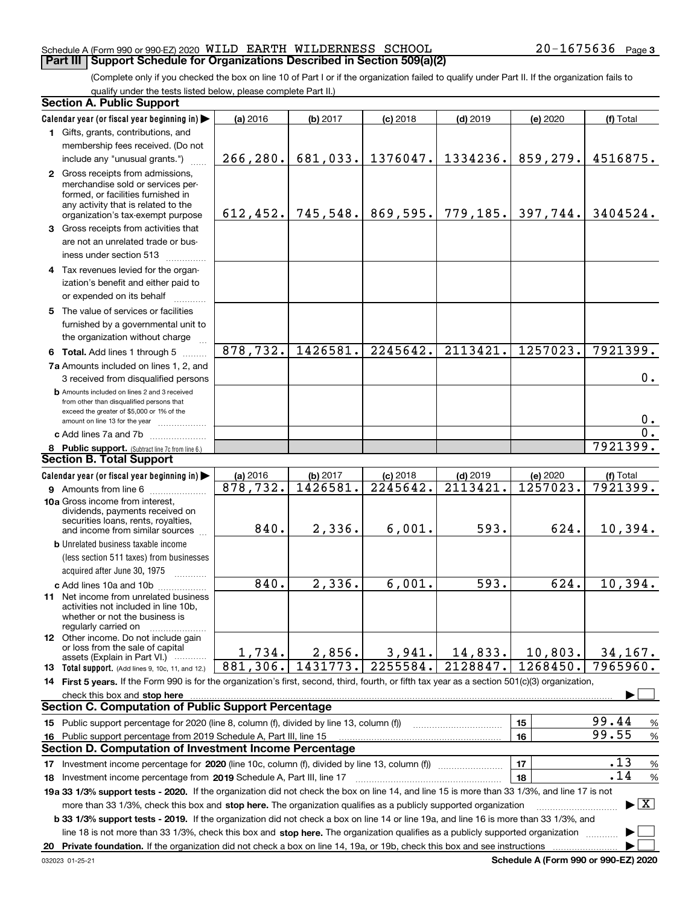Schedule A (Form 990 or 990-EZ) 2020 WILD EARTH WILDERNESS SCHOOL 20-1675636 Page 3

## Part III Support Schedule for Organizations Described in Section 509(a)(2)

(Complete only if you checked the box on line 10 of Part I or if the organization failed to qualify under Part II. If the organization fails to qualify under the tests listed below, please complete Part II.)

### Section A. Public Support

| Calendar year (or fiscal year beginning in) ▶ | (a) 2016 | (b) 2017 | (c) 2018 | (d) 2019 | (e) 2020 | (f) Total |
|---|---|---|---|---|---|---|
| 1 Gifts, grants, contributions, and membership fees received. (Do not include any "unusual grants.") | 266,280. | 681,033. | 1376047. | 1334236. | 859,279. | 4516875. |
| 2 Gross receipts from admissions, merchandise sold or services performed, or facilities furnished in any activity that is related to the organization's tax-exempt purpose | 612,452. | 745,548. | 869,595. | 779,185. | 397,744. | 3404524. |
| 3 Gross receipts from activities that are not an unrelated trade or business under section 513 | | | | | | |
| 4 Tax revenues levied for the organization's benefit and either paid to or expended on its behalf | | | | | | |
| 5 The value of services or facilities furnished by a governmental unit to the organization without charge | | | | | | |
| 6 Total. Add lines 1 through 5 | 878,732. | 1426581. | 2245642. | 2113421. | 1257023. | 7921399. |
| 7a Amounts included on lines 1, 2, and 3 received from disqualified persons | | | | | | 0. |
| b Amounts included on lines 2 and 3 received from other than disqualified persons that exceed the greater of $5,000 or 1% of the amount on line 13 for the year | | | | | | 0. |
| c Add lines 7a and 7b | | | | | | 0. |
| 8 Public support. (Subtract line 7c from line 6.) | | | | | | 7921399. |

### Section B. Total Support

| Calendar year (or fiscal year beginning in) ▶ | (a) 2016 | (b) 2017 | (c) 2018 | (d) 2019 | (e) 2020 | (f) Total |
|---|---|---|---|---|---|---|
| 9 Amounts from line 6 | 878,732. | 1426581. | 2245642. | 2113421. | 1257023. | 7921399. |
| 10a Gross income from interest, dividends, payments received on securities loans, rents, royalties, and income from similar sources | 840. | 2,336. | 6,001. | 593. | 624. | 10,394. |
| b Unrelated business taxable income (less section 511 taxes) from businesses acquired after June 30, 1975 | | | | | | |
| c Add lines 10a and 10b | 840. | 2,336. | 6,001. | 593. | 624. | 10,394. |
| 11 Net income from unrelated business activities not included in line 10b, whether or not the business is regularly carried on | | | | | | |
| 12 Other income. Do not include gain or loss from the sale of capital assets (Explain in Part VI.) | 1,734. | 2,856. | 3,941. | 14,833. | 10,803. | 34,167. |
| 13 Total support. (Add lines 9, 10c, 11, and 12.) | 881,306. | 1431773. | 2255584. | 2128847. | 1268450. | 7965960. |

14 First 5 years. If the Form 990 is for the organization's first, second, third, fourth, or fifth tax year as a section 501(c)(3) organization, check this box and stop here ▶ ☐

### Section C. Computation of Public Support Percentage

| | | | |
|---|---|---|---|
| 15 Public support percentage for 2020 (line 8, column (f), divided by line 13, column (f)) | 15 | 99.44 | % |
| 16 Public support percentage from 2019 Schedule A, Part III, line 15 | 16 | 99.55 | % |

### Section D. Computation of Investment Income Percentage

| | | | |
|---|---|---|---|
| 17 Investment income percentage for 2020 (line 10c, column (f), divided by line 13, column (f)) | 17 | .13 | % |
| 18 Investment income percentage from 2019 Schedule A, Part III, line 17 | 18 | .14 | % |

19a 33 1/3% support tests - 2020. If the organization did not check the box on line 14, and line 15 is more than 33 1/3%, and line 17 is not more than 33 1/3%, check this box and stop here. The organization qualifies as a publicly supported organization ▶ ☒

b 33 1/3% support tests - 2019. If the organization did not check a box on line 14 or line 19a, and line 16 is more than 33 1/3%, and line 18 is not more than 33 1/3%, check this box and stop here. The organization qualifies as a publicly supported organization ▶ ☐

20 Private foundation. If the organization did not check a box on line 14, 19a, or 19b, check this box and see instructions ▶ ☐

032023 01-25-21 Schedule A (Form 990 or 990-EZ) 2020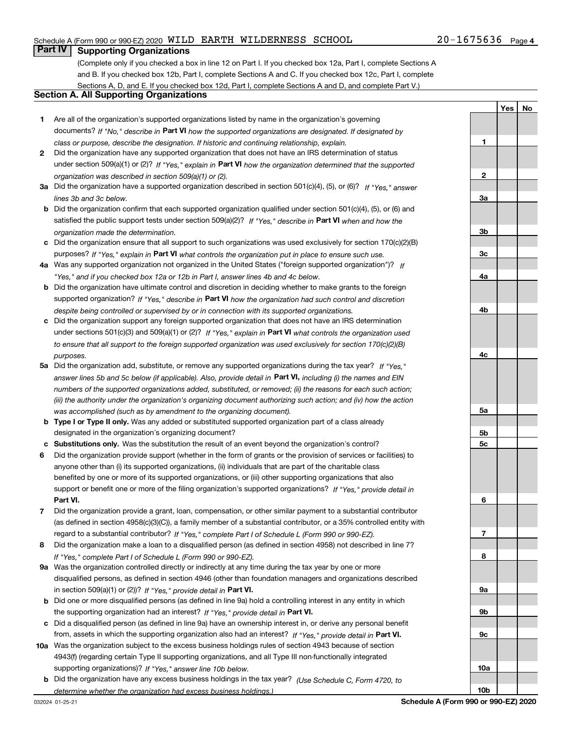Schedule A (Form 990 or 990-EZ) 2020 WILD EARTH WILDERNESS SCHOOL 20-1675636 Page 4

## Part IV Supporting Organizations

(Complete only if you checked a box in line 12 on Part I. If you checked box 12a, Part I, complete Sections A and B. If you checked box 12b, Part I, complete Sections A and C. If you checked box 12c, Part I, complete Sections A, D, and E. If you checked box 12d, Part I, complete Sections A and D, and complete Part V.)

### Section A. All Supporting Organizations

| | | | Yes | No |
|---|---|---|---|---|
| **1** | Are all of the organization's supported organizations listed by name in the organization's governing documents? *If "No," describe in* **Part VI** *how the supported organizations are designated. If designated by class or purpose, describe the designation. If historic and continuing relationship, explain.* | 1 | | |
| **2** | Did the organization have any supported organization that does not have an IRS determination of status under section 509(a)(1) or (2)? *If "Yes," explain in* **Part VI** *how the organization determined that the supported organization was described in section 509(a)(1) or (2).* | 2 | | |
| **3a** | Did the organization have a supported organization described in section 501(c)(4), (5), or (6)? *If "Yes," answer lines 3b and 3c below.* | 3a | | |
| **b** | Did the organization confirm that each supported organization qualified under section 501(c)(4), (5), or (6) and satisfied the public support tests under section 509(a)(2)? *If "Yes," describe in* **Part VI** *when and how the organization made the determination.* | 3b | | |
| **c** | Did the organization ensure that all support to such organizations was used exclusively for section 170(c)(2)(B) purposes? *If "Yes," explain in* **Part VI** *what controls the organization put in place to ensure such use.* | 3c | | |
| **4a** | Was any supported organization not organized in the United States ("foreign supported organization")? *If "Yes," and if you checked box 12a or 12b in Part I, answer lines 4b and 4c below.* | 4a | | |
| **b** | Did the organization have ultimate control and discretion in deciding whether to make grants to the foreign supported organization? *If "Yes," describe in* **Part VI** *how the organization had such control and discretion despite being controlled or supervised by or in connection with its supported organizations.* | 4b | | |
| **c** | Did the organization support any foreign supported organization that does not have an IRS determination under sections 501(c)(3) and 509(a)(1) or (2)? *If "Yes," explain in* **Part VI** *what controls the organization used to ensure that all support to the foreign supported organization was used exclusively for section 170(c)(2)(B) purposes.* | 4c | | |
| **5a** | Did the organization add, substitute, or remove any supported organizations during the tax year? *If "Yes," answer lines 5b and 5c below (if applicable). Also, provide detail in* **Part VI,** *including (i) the names and EIN numbers of the supported organizations added, substituted, or removed; (ii) the reasons for each such action; (iii) the authority under the organization's organizing document authorizing such action; and (iv) how the action was accomplished (such as by amendment to the organizing document).* | 5a | | |
| **b** | **Type I or Type II only.** Was any added or substituted supported organization part of a class already designated in the organization's organizing document? | 5b | | |
| **c** | **Substitutions only.** Was the substitution the result of an event beyond the organization's control? | 5c | | |
| **6** | Did the organization provide support (whether in the form of grants or the provision of services or facilities) to anyone other than (i) its supported organizations, (ii) individuals that are part of the charitable class benefited by one or more of its supported organizations, or (iii) other supporting organizations that also support or benefit one or more of the filing organization's supported organizations? *If "Yes," provide detail in* **Part VI.** | 6 | | |
| **7** | Did the organization provide a grant, loan, compensation, or other similar payment to a substantial contributor (as defined in section 4958(c)(3)(C)), a family member of a substantial contributor, or a 35% controlled entity with regard to a substantial contributor? *If "Yes," complete Part I of Schedule L (Form 990 or 990-EZ).* | 7 | | |
| **8** | Did the organization make a loan to a disqualified person (as defined in section 4958) not described in line 7? *If "Yes," complete Part I of Schedule L (Form 990 or 990-EZ).* | 8 | | |
| **9a** | Was the organization controlled directly or indirectly at any time during the tax year by one or more disqualified persons, as defined in section 4946 (other than foundation managers and organizations described in section 509(a)(1) or (2))? *If "Yes," provide detail in* **Part VI.** | 9a | | |
| **b** | Did one or more disqualified persons (as defined in line 9a) hold a controlling interest in any entity in which the supporting organization had an interest? *If "Yes," provide detail in* **Part VI.** | 9b | | |
| **c** | Did a disqualified person (as defined in line 9a) have an ownership interest in, or derive any personal benefit from, assets in which the supporting organization also had an interest? *If "Yes," provide detail in* **Part VI.** | 9c | | |
| **10a** | Was the organization subject to the excess business holdings rules of section 4943 because of section 4943(f) (regarding certain Type II supporting organizations, and all Type III non-functionally integrated supporting organizations)? *If "Yes," answer line 10b below.* | 10a | | |
| **b** | Did the organization have any excess business holdings in the tax year? *(Use Schedule C, Form 4720, to determine whether the organization had excess business holdings.)* | 10b | | |

032024 01-25-21 **Schedule A (Form 990 or 990-EZ) 2020**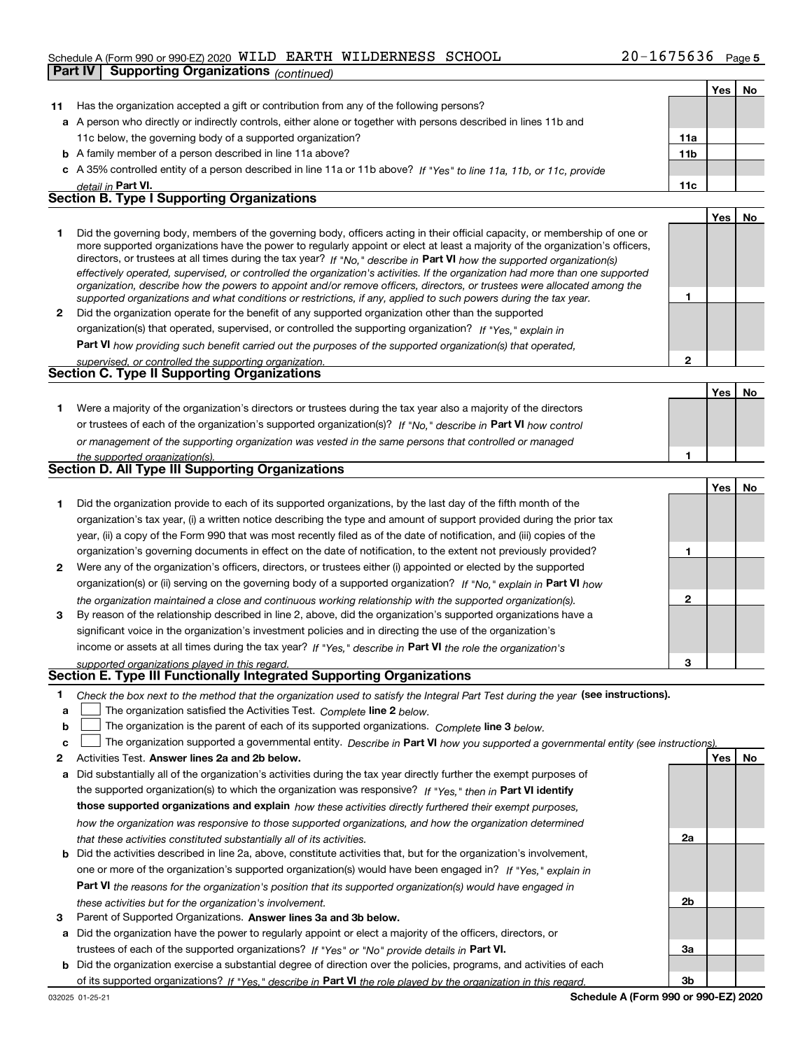## Part IV | Supporting Organizations *(continued)*

| | | | Yes | No |
|---|---|---|---|---|
| **11** | Has the organization accepted a gift or contribution from any of the following persons? | | | |
| **a** | A person who directly or indirectly controls, either alone or together with persons described in lines 11b and 11c below, the governing body of a supported organization? | **11a** | | |
| **b** | A family member of a person described in line 11a above? | **11b** | | |
| **c** | A 35% controlled entity of a person described in line 11a or 11b above? *If "Yes" to line 11a, 11b, or 11c, provide detail in* **Part VI.** | **11c** | | |

### Section B. Type I Supporting Organizations

| | | | Yes | No |
|---|---|---|---|---|
| **1** | Did the governing body, members of the governing body, officers acting in their official capacity, or membership of one or more supported organizations have the power to regularly appoint or elect at least a majority of the organization's officers, directors, or trustees at all times during the tax year? *If "No," describe in* **Part VI** *how the supported organization(s) effectively operated, supervised, or controlled the organization's activities. If the organization had more than one supported organization, describe how the powers to appoint and/or remove officers, directors, or trustees were allocated among the supported organizations and what conditions or restrictions, if any, applied to such powers during the tax year.* | **1** | | |
| **2** | Did the organization operate for the benefit of any supported organization other than the supported organization(s) that operated, supervised, or controlled the supporting organization? *If "Yes," explain in* **Part VI** *how providing such benefit carried out the purposes of the supported organization(s) that operated, supervised, or controlled the supporting organization.* | **2** | | |

### Section C. Type II Supporting Organizations

| | | | Yes | No |
|---|---|---|---|---|
| **1** | Were a majority of the organization's directors or trustees during the tax year also a majority of the directors or trustees of each of the organization's supported organization(s)? *If "No," describe in* **Part VI** *how control or management of the supporting organization was vested in the same persons that controlled or managed the supported organization(s).* | **1** | | |

### Section D. All Type III Supporting Organizations

| | | | Yes | No |
|---|---|---|---|---|
| **1** | Did the organization provide to each of its supported organizations, by the last day of the fifth month of the organization's tax year, (i) a written notice describing the type and amount of support provided during the prior tax year, (ii) a copy of the Form 990 that was most recently filed as of the date of notification, and (iii) copies of the organization's governing documents in effect on the date of notification, to the extent not previously provided? | **1** | | |
| **2** | Were any of the organization's officers, directors, or trustees either (i) appointed or elected by the supported organization(s) or (ii) serving on the governing body of a supported organization? *If "No," explain in* **Part VI** *how the organization maintained a close and continuous working relationship with the supported organization(s).* | **2** | | |
| **3** | By reason of the relationship described in line 2, above, did the organization's supported organizations have a significant voice in the organization's investment policies and in directing the use of the organization's income or assets at all times during the tax year? *If "Yes," describe in* **Part VI** *the role the organization's supported organizations played in this regard.* | **3** | | |

### Section E. Type III Functionally Integrated Supporting Organizations

**1** *Check the box next to the method that the organization used to satisfy the Integral Part Test during the year* **(see instructions).**

- **a** ☐ The organization satisfied the Activities Test. *Complete* **line 2** *below.*
- **b** ☐ The organization is the parent of each of its supported organizations. *Complete* **line 3** *below.*
- **c** ☐ The organization supported a governmental entity. *Describe in* **Part VI** *how you supported a governmental entity (see instructions).*

| | | | Yes | No |
|---|---|---|---|---|
| **2** | Activities Test. **Answer lines 2a and 2b below.** | | | |
| **a** | Did substantially all of the organization's activities during the tax year directly further the exempt purposes of the supported organization(s) to which the organization was responsive? *If "Yes," then in* **Part VI identify those supported organizations and explain** *how these activities directly furthered their exempt purposes, how the organization was responsive to those supported organizations, and how the organization determined that these activities constituted substantially all of its activities.* | **2a** | | |
| **b** | Did the activities described in line 2a, above, constitute activities that, but for the organization's involvement, one or more of the organization's supported organization(s) would have been engaged in? *If "Yes," explain in* **Part VI** *the reasons for the organization's position that its supported organization(s) would have engaged in these activities but for the organization's involvement.* | **2b** | | |
| **3** | Parent of Supported Organizations. **Answer lines 3a and 3b below.** | | | |
| **a** | Did the organization have the power to regularly appoint or elect a majority of the officers, directors, or trustees of each of the supported organizations? *If "Yes" or "No" provide details in* **Part VI.** | **3a** | | |
| **b** | Did the organization exercise a substantial degree of direction over the policies, programs, and activities of each of its supported organizations? *If "Yes," describe in* **Part VI** *the role played by the organization in this regard.* | **3b** | | |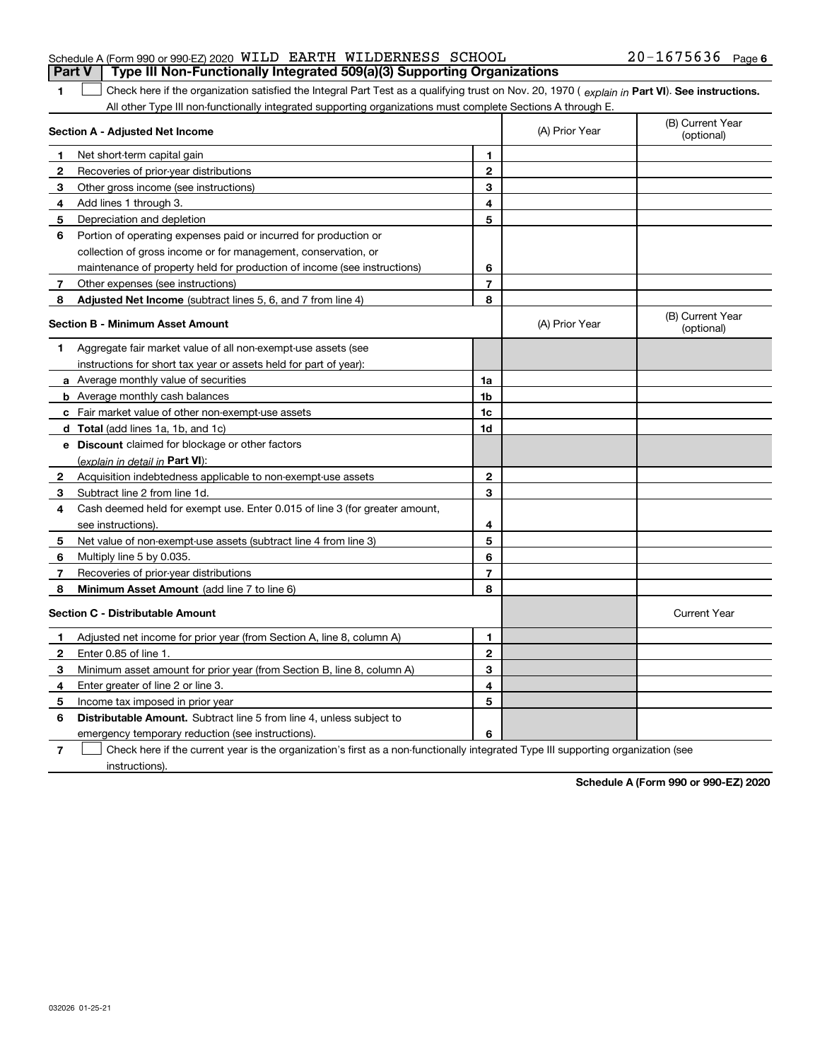Schedule A (Form 990 or 990-EZ) 2020 WILD EARTH WILDERNESS SCHOOL 20-1675636 Page 6

## Part V Type III Non-Functionally Integrated 509(a)(3) Supporting Organizations

**1** ☐ Check here if the organization satisfied the Integral Part Test as a qualifying trust on Nov. 20, 1970 ( *explain in* **Part VI**). **See instructions.** All other Type III non-functionally integrated supporting organizations must complete Sections A through E.

| **Section A - Adjusted Net Income** | | | (A) Prior Year | (B) Current Year (optional) |
|---|---|---|---|---|
| **1** | Net short-term capital gain | **1** | | |
| **2** | Recoveries of prior-year distributions | **2** | | |
| **3** | Other gross income (see instructions) | **3** | | |
| **4** | Add lines 1 through 3. | **4** | | |
| **5** | Depreciation and depletion | **5** | | |
| **6** | Portion of operating expenses paid or incurred for production or collection of gross income or for management, conservation, or maintenance of property held for production of income (see instructions) | **6** | | |
| **7** | Other expenses (see instructions) | **7** | | |
| **8** | **Adjusted Net Income** (subtract lines 5, 6, and 7 from line 4) | **8** | | |

| **Section B - Minimum Asset Amount** | | | (A) Prior Year | (B) Current Year (optional) |
|---|---|---|---|---|
| **1** | Aggregate fair market value of all non-exempt-use assets (see instructions for short tax year or assets held for part of year): | | | |
| **a** | Average monthly value of securities | **1a** | | |
| **b** | Average monthly cash balances | **1b** | | |
| **c** | Fair market value of other non-exempt-use assets | **1c** | | |
| **d** | **Total** (add lines 1a, 1b, and 1c) | **1d** | | |
| **e** | **Discount** claimed for blockage or other factors (*explain in detail in* **Part VI**): | | | |
| **2** | Acquisition indebtedness applicable to non-exempt-use assets | **2** | | |
| **3** | Subtract line 2 from line 1d. | **3** | | |
| **4** | Cash deemed held for exempt use. Enter 0.015 of line 3 (for greater amount, see instructions). | **4** | | |
| **5** | Net value of non-exempt-use assets (subtract line 4 from line 3) | **5** | | |
| **6** | Multiply line 5 by 0.035. | **6** | | |
| **7** | Recoveries of prior-year distributions | **7** | | |
| **8** | **Minimum Asset Amount** (add line 7 to line 6) | **8** | | |

| **Section C - Distributable Amount** | | | | Current Year |
|---|---|---|---|---|
| **1** | Adjusted net income for prior year (from Section A, line 8, column A) | **1** | | |
| **2** | Enter 0.85 of line 1. | **2** | | |
| **3** | Minimum asset amount for prior year (from Section B, line 8, column A) | **3** | | |
| **4** | Enter greater of line 2 or line 3. | **4** | | |
| **5** | Income tax imposed in prior year | **5** | | |
| **6** | **Distributable Amount.** Subtract line 5 from line 4, unless subject to emergency temporary reduction (see instructions). | **6** | | |

**7** ☐ Check here if the current year is the organization's first as a non-functionally integrated Type III supporting organization (see instructions).

**Schedule A (Form 990 or 990-EZ) 2020**

032026 01-25-21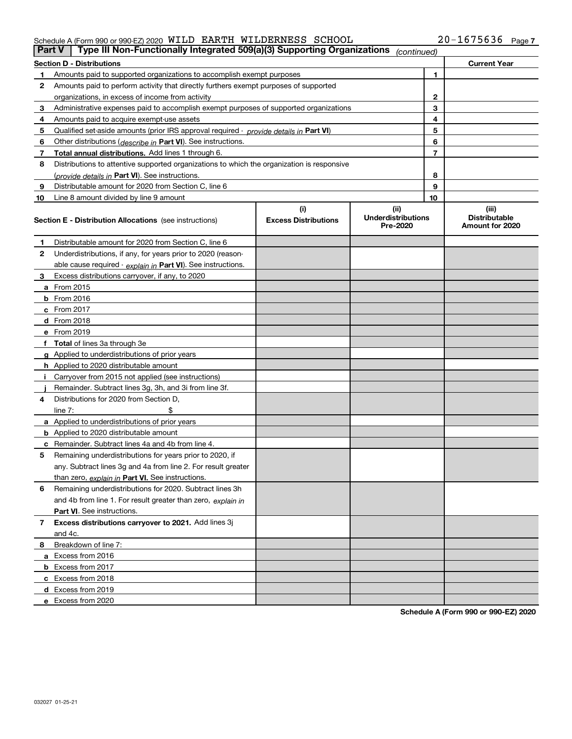Schedule A (Form 990 or 990-EZ) 2020 WILD EARTH WILDERNESS SCHOOL 20-1675636 Page 7

**Part V** | **Type III Non-Functionally Integrated 509(a)(3) Supporting Organizations** *(continued)*

| **Section D - Distributions** | | | **Current Year** |
|---|---|---|---|
| **1** | Amounts paid to supported organizations to accomplish exempt purposes | 1 | |
| **2** | Amounts paid to perform activity that directly furthers exempt purposes of supported organizations, in excess of income from activity | 2 | |
| **3** | Administrative expenses paid to accomplish exempt purposes of supported organizations | 3 | |
| **4** | Amounts paid to acquire exempt-use assets | 4 | |
| **5** | Qualified set-aside amounts (prior IRS approval required - *provide details in* **Part VI**) | 5 | |
| **6** | Other distributions (*describe in* **Part VI**). See instructions. | 6 | |
| **7** | **Total annual distributions.** Add lines 1 through 6. | 7 | |
| **8** | Distributions to attentive supported organizations to which the organization is responsive (*provide details in* **Part VI**). See instructions. | 8 | |
| **9** | Distributable amount for 2020 from Section C, line 6 | 9 | |
| **10** | Line 8 amount divided by line 9 amount | 10 | |

| **Section E - Distribution Allocations** (see instructions) | **(i)** Excess Distributions | **(ii)** Underdistributions Pre-2020 | **(iii)** Distributable Amount for 2020 |
|---|---|---|---|
| **1** Distributable amount for 2020 from Section C, line 6 | | | |
| **2** Underdistributions, if any, for years prior to 2020 (reasonable cause required - *explain in* **Part VI**). See instructions. | | | |
| **3** Excess distributions carryover, if any, to 2020 | | | |
| **a** From 2015 | | | |
| **b** From 2016 | | | |
| **c** From 2017 | | | |
| **d** From 2018 | | | |
| **e** From 2019 | | | |
| **f Total** of lines 3a through 3e | | | |
| **g** Applied to underdistributions of prior years | | | |
| **h** Applied to 2020 distributable amount | | | |
| **i** Carryover from 2015 not applied (see instructions) | | | |
| **j** Remainder. Subtract lines 3g, 3h, and 3i from line 3f. | | | |
| **4** Distributions for 2020 from Section D, line 7: $ | | | |
| **a** Applied to underdistributions of prior years | | | |
| **b** Applied to 2020 distributable amount | | | |
| **c** Remainder. Subtract lines 4a and 4b from line 4. | | | |
| **5** Remaining underdistributions for years prior to 2020, if any. Subtract lines 3g and 4a from line 2. For result greater than zero, *explain in* **Part VI.** See instructions. | | | |
| **6** Remaining underdistributions for 2020. Subtract lines 3h and 4b from line 1. For result greater than zero, *explain in* **Part VI**. See instructions. | | | |
| **7 Excess distributions carryover to 2021.** Add lines 3j and 4c. | | | |
| **8** Breakdown of line 7: | | | |
| **a** Excess from 2016 | | | |
| **b** Excess from 2017 | | | |
| **c** Excess from 2018 | | | |
| **d** Excess from 2019 | | | |
| **e** Excess from 2020 | | | |

**Schedule A (Form 990 or 990-EZ) 2020**

032027 01-25-21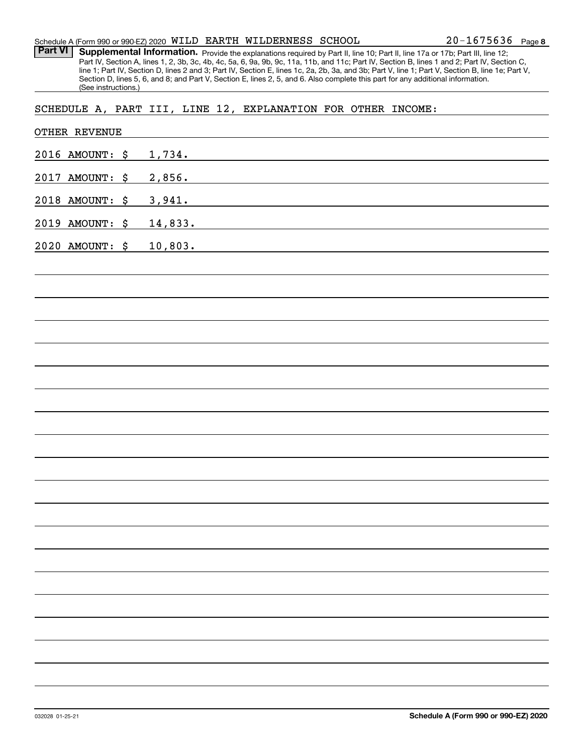Schedule A (Form 990 or 990-EZ) 2020 WILD EARTH WILDERNESS SCHOOL 20-1675636 Page 8

**Part VI** **Supplemental Information.** Provide the explanations required by Part II, line 10; Part II, line 17a or 17b; Part III, line 12; Part IV, Section A, lines 1, 2, 3b, 3c, 4b, 4c, 5a, 6, 9a, 9b, 9c, 11a, 11b, and 11c; Part IV, Section B, lines 1 and 2; Part IV, Section C, line 1; Part IV, Section D, lines 2 and 3; Part IV, Section E, lines 1c, 2a, 2b, 3a, and 3b; Part V, line 1; Part V, Section B, line 1e; Part V, Section D, lines 5, 6, and 8; and Part V, Section E, lines 2, 5, and 6. Also complete this part for any additional information. (See instructions.)

SCHEDULE A, PART III, LINE 12, EXPLANATION FOR OTHER INCOME:

OTHER REVENUE

2016 AMOUNT: $ 1,734.

2017 AMOUNT: $ 2,856.

2018 AMOUNT: $ 3,941.

2019 AMOUNT: $ 14,833.

2020 AMOUNT: $ 10,803.

032028 01-25-21 **Schedule A (Form 990 or 990-EZ) 2020**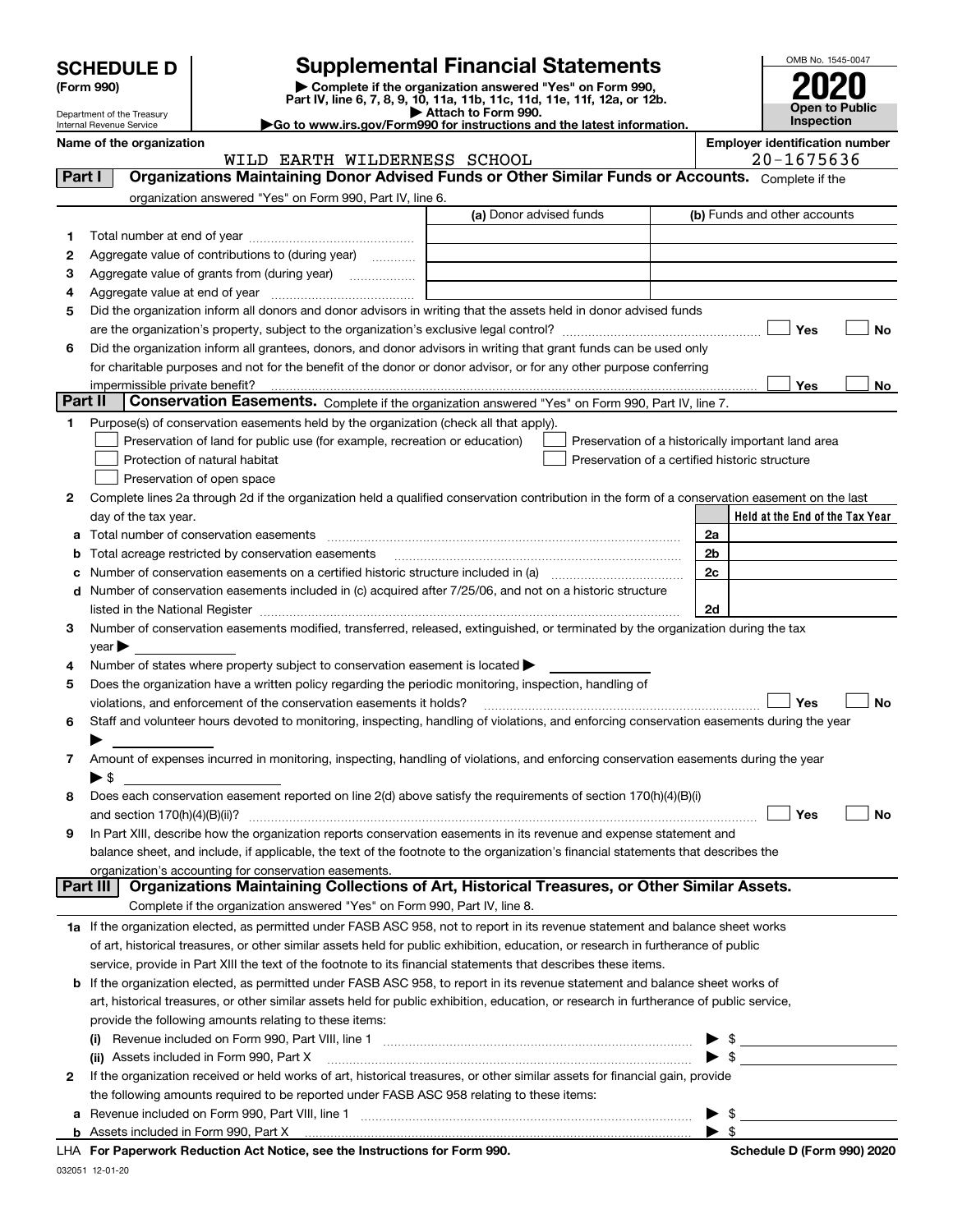**SCHEDULE D**
**(Form 990)**

Department of the Treasury
Internal Revenue Service

# Supplemental Financial Statements

▶ Complete if the organization answered "Yes" on Form 990, Part IV, line 6, 7, 8, 9, 10, 11a, 11b, 11c, 11d, 11e, 11f, 12a, or 12b.
▶ Attach to Form 990.
▶Go to www.irs.gov/Form990 for instructions and the latest information.

OMB No. 1545-0047
**2020**
**Open to Public Inspection**

**Name of the organization:** WILD EARTH WILDERNESS SCHOOL
**Employer identification number:** 20-1675636

## Part I Organizations Maintaining Donor Advised Funds or Other Similar Funds or Accounts.

Complete if the organization answered "Yes" on Form 990, Part IV, line 6.

| | | (a) Donor advised funds | (b) Funds and other accounts |
|---|---|---|---|
| 1 | Total number at end of year | | |
| 2 | Aggregate value of contributions to (during year) | | |
| 3 | Aggregate value of grants from (during year) | | |
| 4 | Aggregate value at end of year | | |

5 Did the organization inform all donors and donor advisors in writing that the assets held in donor advised funds are the organization's property, subject to the organization's exclusive legal control? ☐ Yes ☐ No

6 Did the organization inform all grantees, donors, and donor advisors in writing that grant funds can be used only for charitable purposes and not for the benefit of the donor or donor advisor, or for any other purpose conferring impermissible private benefit? ☐ Yes ☐ No

## Part II Conservation Easements.

Complete if the organization answered "Yes" on Form 990, Part IV, line 7.

1 Purpose(s) of conservation easements held by the organization (check all that apply).

- ☐ Preservation of land for public use (for example, recreation or education)
- ☐ Protection of natural habitat
- ☐ Preservation of open space
- ☐ Preservation of a historically important land area
- ☐ Preservation of a certified historic structure

2 Complete lines 2a through 2d if the organization held a qualified conservation contribution in the form of a conservation easement on the last day of the tax year.

| | | | Held at the End of the Tax Year |
|---|---|---|---|
| a | Total number of conservation easements | 2a | |
| b | Total acreage restricted by conservation easements | 2b | |
| c | Number of conservation easements on a certified historic structure included in (a) | 2c | |
| d | Number of conservation easements included in (c) acquired after 7/25/06, and not on a historic structure listed in the National Register | 2d | |

3 Number of conservation easements modified, transferred, released, extinguished, or terminated by the organization during the tax year ▶

4 Number of states where property subject to conservation easement is located ▶

5 Does the organization have a written policy regarding the periodic monitoring, inspection, handling of violations, and enforcement of the conservation easements it holds? ☐ Yes ☐ No

6 Staff and volunteer hours devoted to monitoring, inspecting, handling of violations, and enforcing conservation easements during the year ▶

7 Amount of expenses incurred in monitoring, inspecting, handling of violations, and enforcing conservation easements during the year ▶ $

8 Does each conservation easement reported on line 2(d) above satisfy the requirements of section 170(h)(4)(B)(i) and section 170(h)(4)(B)(ii)? ☐ Yes ☐ No

9 In Part XIII, describe how the organization reports conservation easements in its revenue and expense statement and balance sheet, and include, if applicable, the text of the footnote to the organization's financial statements that describes the organization's accounting for conservation easements.

## Part III Organizations Maintaining Collections of Art, Historical Treasures, or Other Similar Assets.

Complete if the organization answered "Yes" on Form 990, Part IV, line 8.

1a If the organization elected, as permitted under FASB ASC 958, not to report in its revenue statement and balance sheet works of art, historical treasures, or other similar assets held for public exhibition, education, or research in furtherance of public service, provide in Part XIII the text of the footnote to its financial statements that describes these items.

b If the organization elected, as permitted under FASB ASC 958, to report in its revenue statement and balance sheet works of art, historical treasures, or other similar assets held for public exhibition, education, or research in furtherance of public service, provide the following amounts relating to these items:

(i) Revenue included on Form 990, Part VIII, line 1 ▶ $

(ii) Assets included in Form 990, Part X ▶ $

2 If the organization received or held works of art, historical treasures, or other similar assets for financial gain, provide the following amounts required to be reported under FASB ASC 958 relating to these items:

a Revenue included on Form 990, Part VIII, line 1 ▶ $

b Assets included in Form 990, Part X ▶ $

**LHA For Paperwork Reduction Act Notice, see the Instructions for Form 990.** **Schedule D (Form 990) 2020**

032051 12-01-20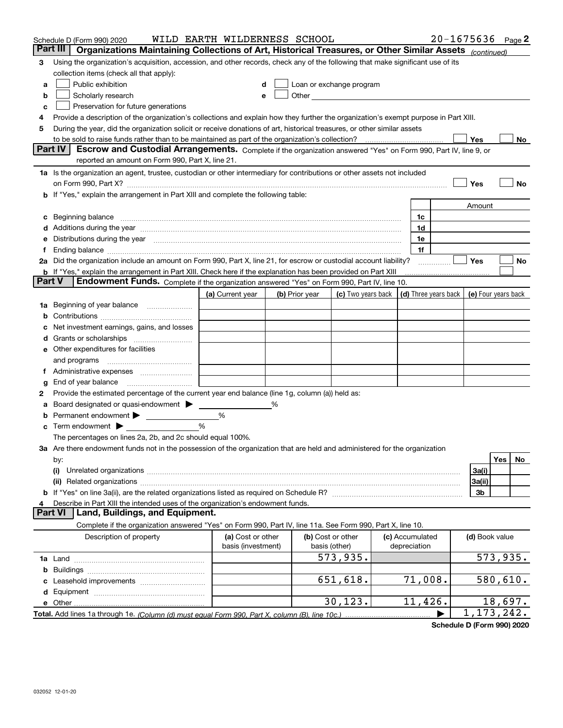Schedule D (Form 990) 2020 WILD EARTH WILDERNESS SCHOOL 20-1675636 Page 2

## Part III Organizations Maintaining Collections of Art, Historical Treasures, or Other Similar Assets *(continued)*

3 Using the organization's acquisition, accession, and other records, check any of the following that make significant use of its collection items (check all that apply):

- a ☐ Public exhibition
- b ☐ Scholarly research
- c ☐ Preservation for future generations
- d ☐ Loan or exchange program
- e ☐ Other

4 Provide a description of the organization's collections and explain how they further the organization's exempt purpose in Part XIII.

5 During the year, did the organization solicit or receive donations of art, historical treasures, or other similar assets to be sold to raise funds rather than to be maintained as part of the organization's collection? ☐ Yes ☐ No

## Part IV Escrow and Custodial Arrangements.

Complete if the organization answered "Yes" on Form 990, Part IV, line 9, or reported an amount on Form 990, Part X, line 21.

1a Is the organization an agent, trustee, custodian or other intermediary for contributions or other assets not included on Form 990, Part X? ☐ Yes ☐ No

b If "Yes," explain the arrangement in Part XIII and complete the following table:

| | | Amount |
|---|---|---|
| c Beginning balance | 1c | |
| d Additions during the year | 1d | |
| e Distributions during the year | 1e | |
| f Ending balance | 1f | |

2a Did the organization include an amount on Form 990, Part X, line 21, for escrow or custodial account liability? ☐ Yes ☐ No

b If "Yes," explain the arrangement in Part XIII. Check here if the explanation has been provided on Part XIII ☐

## Part V Endowment Funds.

Complete if the organization answered "Yes" on Form 990, Part IV, line 10.

| | (a) Current year | (b) Prior year | (c) Two years back | (d) Three years back | (e) Four years back |
|---|---|---|---|---|---|
| 1a Beginning of year balance | | | | | |
| b Contributions | | | | | |
| c Net investment earnings, gains, and losses | | | | | |
| d Grants or scholarships | | | | | |
| e Other expenditures for facilities and programs | | | | | |
| f Administrative expenses | | | | | |
| g End of year balance | | | | | |

2 Provide the estimated percentage of the current year end balance (line 1g, column (a)) held as:

- a Board designated or quasi-endowment ▶ %
- b Permanent endowment ▶ %
- c Term endowment ▶ %

The percentages on lines 2a, 2b, and 2c should equal 100%.

3a Are there endowment funds not in the possession of the organization that are held and administered for the organization by:

| | | Yes | No |
|---|---|---|---|
| (i) Unrelated organizations | 3a(i) | | |
| (ii) Related organizations | 3a(ii) | | |
| b If "Yes" on line 3a(ii), are the related organizations listed as required on Schedule R? | 3b | | |

4 Describe in Part XIII the intended uses of the organization's endowment funds.

## Part VI Land, Buildings, and Equipment.

Complete if the organization answered "Yes" on Form 990, Part IV, line 11a. See Form 990, Part X, line 10.

| Description of property | (a) Cost or other basis (investment) | (b) Cost or other basis (other) | (c) Accumulated depreciation | (d) Book value |
|---|---|---|---|---|
| 1a Land | | 573,935. | | 573,935. |
| b Buildings | | | | |
| c Leasehold improvements | | 651,618. | 71,008. | 580,610. |
| d Equipment | | | | |
| e Other | | 30,123. | 11,426. | 18,697. |
| Total. Add lines 1a through 1e. *(Column (d) must equal Form 990, Part X, column (B), line 10c.)* | | | ▶ | 1,173,242. |

Schedule D (Form 990) 2020

032052 12-01-20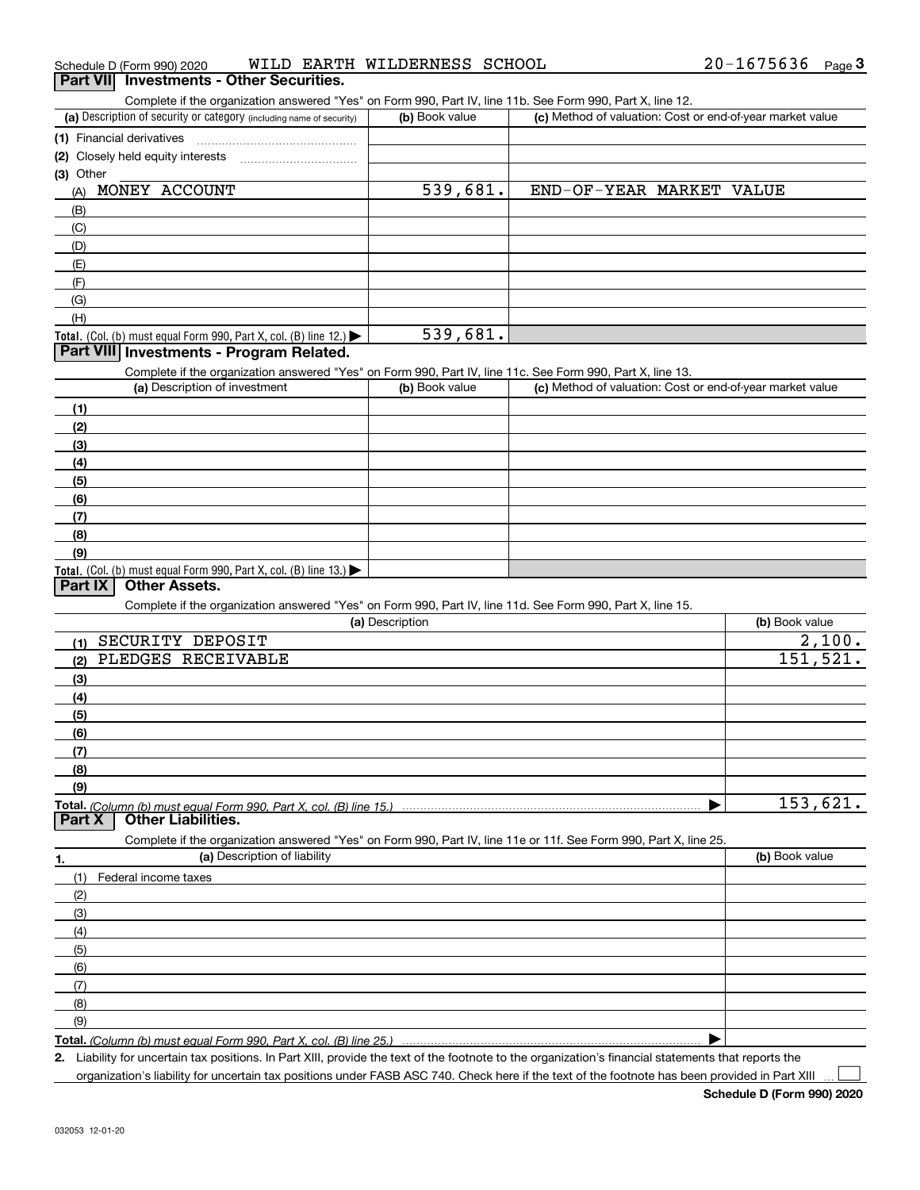Schedule D (Form 990) 2020 WILD EARTH WILDERNESS SCHOOL 20-1675636 Page 3

## Part VII Investments - Other Securities.

Complete if the organization answered "Yes" on Form 990, Part IV, line 11b. See Form 990, Part X, line 12.

| (a) Description of security or category (including name of security) | (b) Book value | (c) Method of valuation: Cost or end-of-year market value |
|---|---|---|
| (1) Financial derivatives | | |
| (2) Closely held equity interests | | |
| (3) Other | | |
| (A) MONEY ACCOUNT | 539,681. | END-OF-YEAR MARKET VALUE |
| (B) | | |
| (C) | | |
| (D) | | |
| (E) | | |
| (F) | | |
| (G) | | |
| (H) | | |
| **Total.** (Col. (b) must equal Form 990, Part X, col. (B) line 12.) | 539,681. | |

## Part VIII Investments - Program Related.

Complete if the organization answered "Yes" on Form 990, Part IV, line 11c. See Form 990, Part X, line 13.

| (a) Description of investment | (b) Book value | (c) Method of valuation: Cost or end-of-year market value |
|---|---|---|
| (1) | | |
| (2) | | |
| (3) | | |
| (4) | | |
| (5) | | |
| (6) | | |
| (7) | | |
| (8) | | |
| (9) | | |
| **Total.** (Col. (b) must equal Form 990, Part X, col. (B) line 13.) | | |

## Part IX Other Assets.

Complete if the organization answered "Yes" on Form 990, Part IV, line 11d. See Form 990, Part X, line 15.

| (a) Description | (b) Book value |
|---|---|
| (1) SECURITY DEPOSIT | 2,100. |
| (2) PLEDGES RECEIVABLE | 151,521. |
| (3) | |
| (4) | |
| (5) | |
| (6) | |
| (7) | |
| (8) | |
| (9) | |
| **Total.** *(Column (b) must equal Form 990, Part X, col. (B) line 15.)* | 153,621. |

## Part X Other Liabilities.

Complete if the organization answered "Yes" on Form 990, Part IV, line 11e or 11f. See Form 990, Part X, line 25.

| 1. (a) Description of liability | (b) Book value |
|---|---|
| (1) Federal income taxes | |
| (2) | |
| (3) | |
| (4) | |
| (5) | |
| (6) | |
| (7) | |
| (8) | |
| (9) | |
| **Total.** *(Column (b) must equal Form 990, Part X, col. (B) line 25.)* | |

2. Liability for uncertain tax positions. In Part XIII, provide the text of the footnote to the organization's financial statements that reports the organization's liability for uncertain tax positions under FASB ASC 740. Check here if the text of the footnote has been provided in Part XIII ☐

Schedule D (Form 990) 2020

032053 12-01-20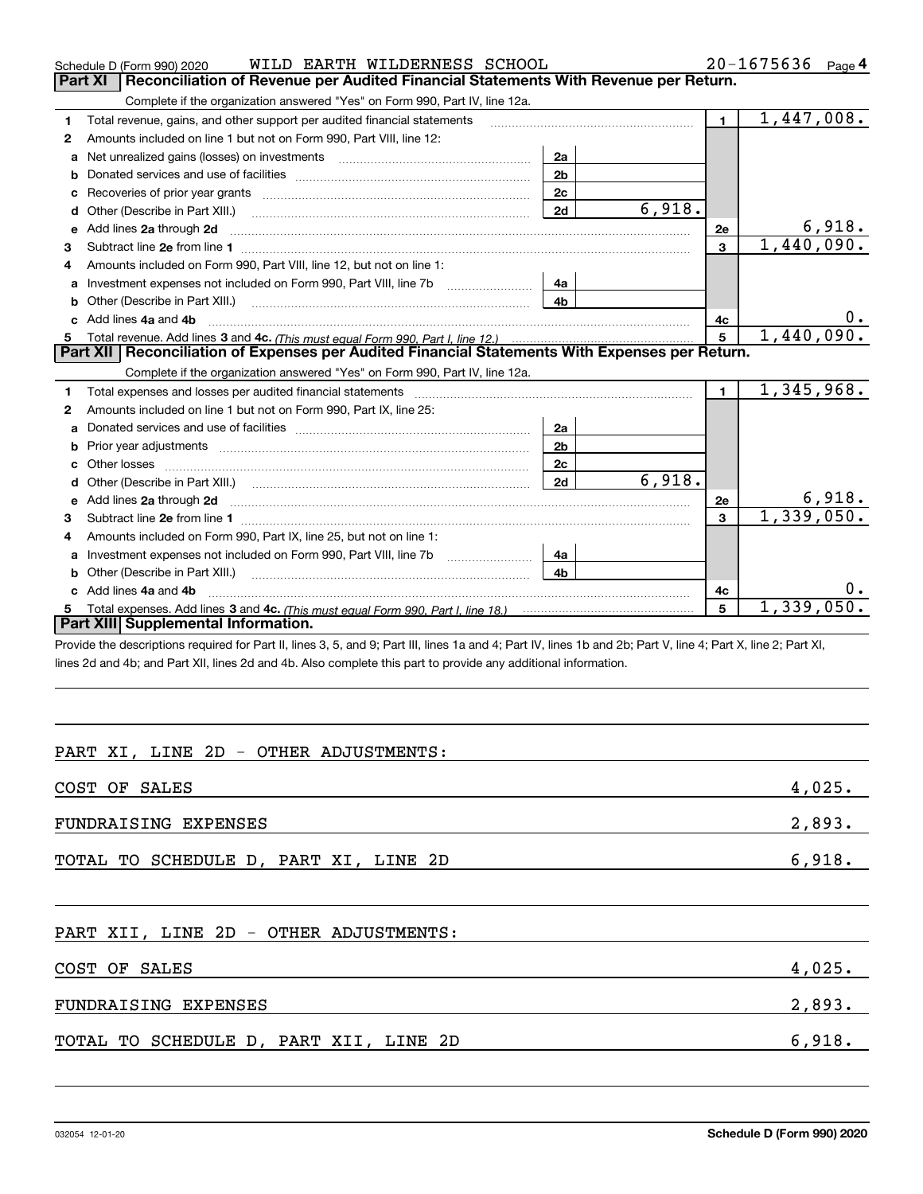Schedule D (Form 990) 2020 WILD EARTH WILDERNESS SCHOOL 20-1675636 Page 4

## Part XI Reconciliation of Revenue per Audited Financial Statements With Revenue per Return.

Complete if the organization answered "Yes" on Form 990, Part IV, line 12a.

| | | | | | |
|---|---|---|---|---|---|
| 1 | Total revenue, gains, and other support per audited financial statements | | | 1 | 1,447,008. |
| 2 | Amounts included on line 1 but not on Form 990, Part VIII, line 12: | | | | |
| a | Net unrealized gains (losses) on investments | 2a | | | |
| b | Donated services and use of facilities | 2b | | | |
| c | Recoveries of prior year grants | 2c | | | |
| d | Other (Describe in Part XIII.) | 2d | 6,918. | | |
| e | Add lines 2a through 2d | | | 2e | 6,918. |
| 3 | Subtract line 2e from line 1 | | | 3 | 1,440,090. |
| 4 | Amounts included on Form 990, Part VIII, line 12, but not on line 1: | | | | |
| a | Investment expenses not included on Form 990, Part VIII, line 7b | 4a | | | |
| b | Other (Describe in Part XIII.) | 4b | | | |
| c | Add lines 4a and 4b | | | 4c | 0. |
| 5 | Total revenue. Add lines 3 and 4c. *(This must equal Form 990, Part I, line 12.)* | | | 5 | 1,440,090. |

## Part XII Reconciliation of Expenses per Audited Financial Statements With Expenses per Return.

Complete if the organization answered "Yes" on Form 990, Part IV, line 12a.

| | | | | | |
|---|---|---|---|---|---|
| 1 | Total expenses and losses per audited financial statements | | | 1 | 1,345,968. |
| 2 | Amounts included on line 1 but not on Form 990, Part IX, line 25: | | | | |
| a | Donated services and use of facilities | 2a | | | |
| b | Prior year adjustments | 2b | | | |
| c | Other losses | 2c | | | |
| d | Other (Describe in Part XIII.) | 2d | 6,918. | | |
| e | Add lines 2a through 2d | | | 2e | 6,918. |
| 3 | Subtract line 2e from line 1 | | | 3 | 1,339,050. |
| 4 | Amounts included on Form 990, Part IX, line 25, but not on line 1: | | | | |
| a | Investment expenses not included on Form 990, Part VIII, line 7b | 4a | | | |
| b | Other (Describe in Part XIII.) | 4b | | | |
| c | Add lines 4a and 4b | | | 4c | 0. |
| 5 | Total expenses. Add lines 3 and 4c. *(This must equal Form 990, Part I, line 18.)* | | | 5 | 1,339,050. |

## Part XIII Supplemental Information.

Provide the descriptions required for Part II, lines 3, 5, and 9; Part III, lines 1a and 4; Part IV, lines 1b and 2b; Part V, line 4; Part X, line 2; Part XI, lines 2d and 4b; and Part XII, lines 2d and 4b. Also complete this part to provide any additional information.

PART XI, LINE 2D - OTHER ADJUSTMENTS:

| | |
|---|---|
| COST OF SALES | 4,025. |
| FUNDRAISING EXPENSES | 2,893. |
| TOTAL TO SCHEDULE D, PART XI, LINE 2D | 6,918. |

PART XII, LINE 2D - OTHER ADJUSTMENTS:

| | |
|---|---|
| COST OF SALES | 4,025. |
| FUNDRAISING EXPENSES | 2,893. |
| TOTAL TO SCHEDULE D, PART XII, LINE 2D | 6,918. |

032054 12-01-20 Schedule D (Form 990) 2020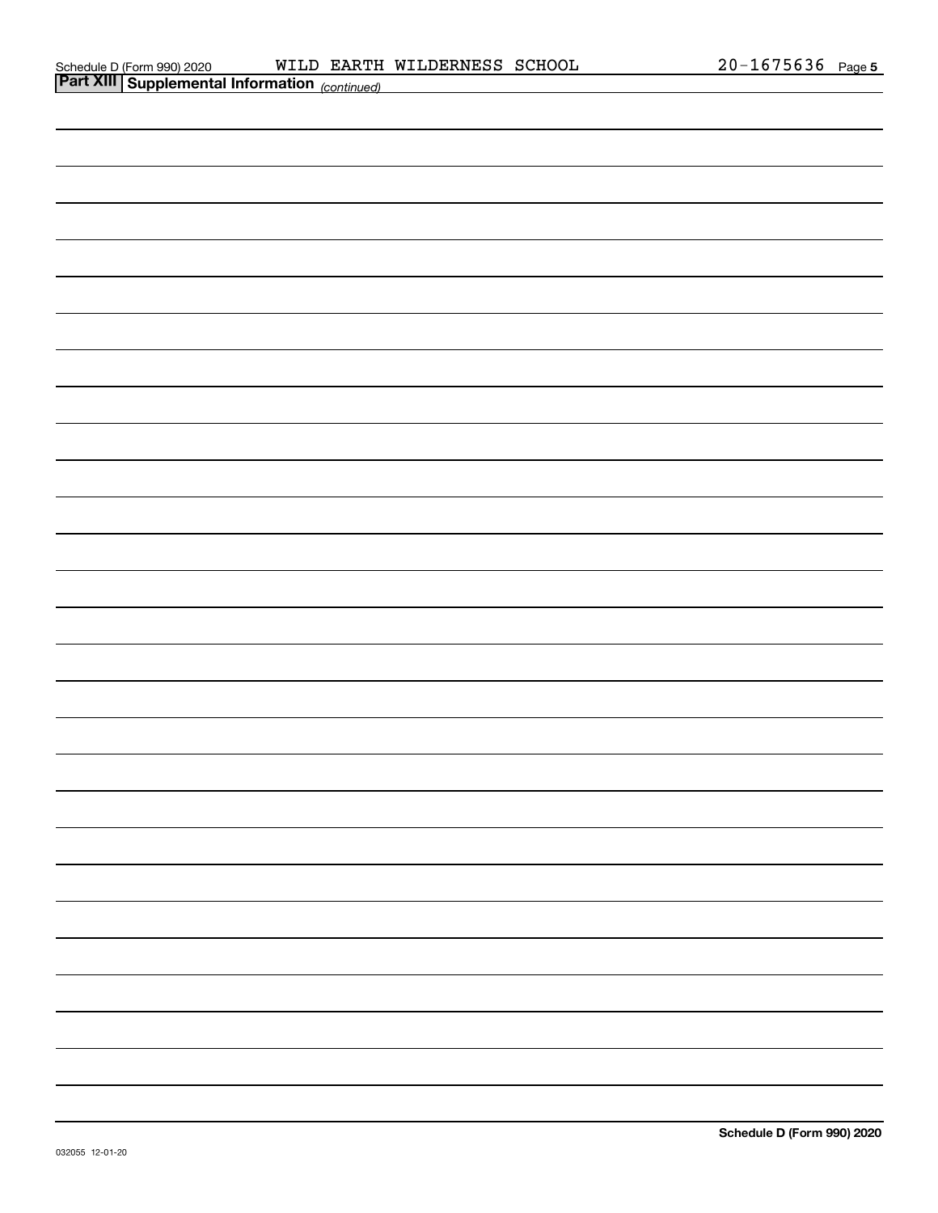## Part XIII Supplemental Information *(continued)*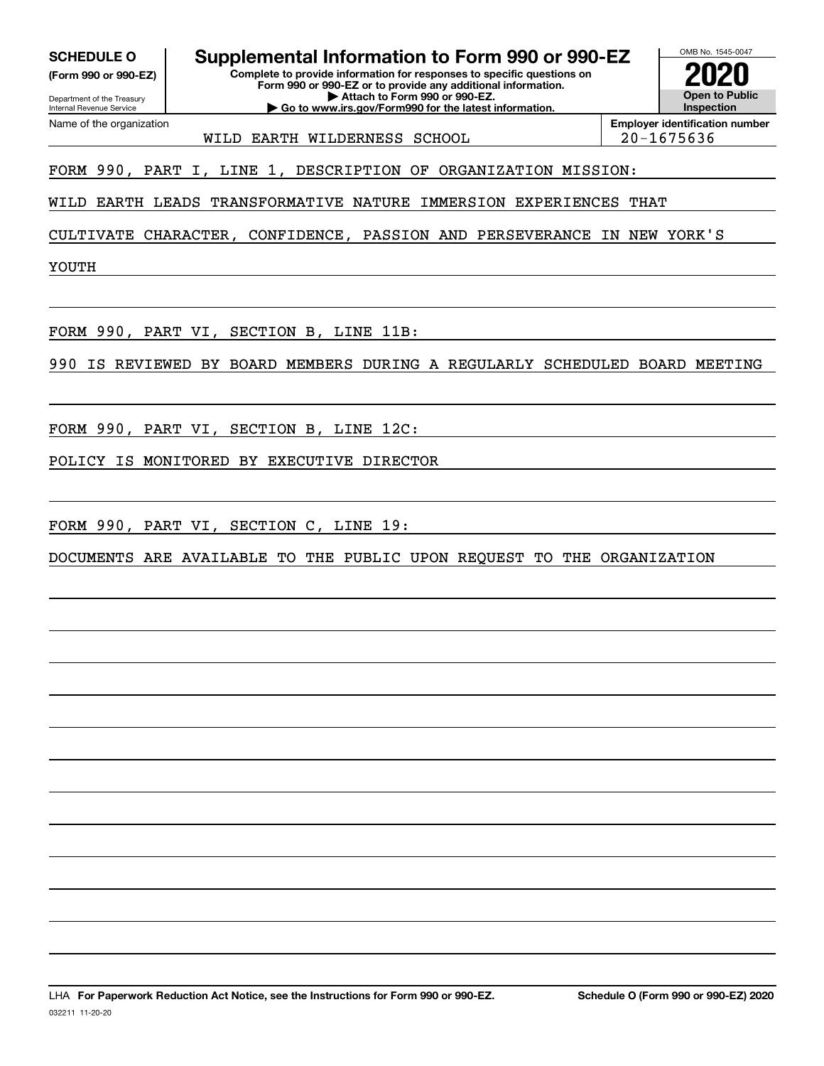**SCHEDULE O**
**(Form 990 or 990-EZ)**

Department of the Treasury
Internal Revenue Service

# Supplemental Information to Form 990 or 990-EZ

**Complete to provide information for responses to specific questions on Form 990 or 990-EZ or to provide any additional information.**
**▶ Attach to Form 990 or 990-EZ.**
**▶ Go to www.irs.gov/Form990 for the latest information.**

OMB No. 1545-0047

**2020**

**Open to Public Inspection**

Name of the organization: WILD EARTH WILDERNESS SCHOOL

**Employer identification number:** 20-1675636

FORM 990, PART I, LINE 1, DESCRIPTION OF ORGANIZATION MISSION:

WILD EARTH LEADS TRANSFORMATIVE NATURE IMMERSION EXPERIENCES THAT CULTIVATE CHARACTER, CONFIDENCE, PASSION AND PERSEVERANCE IN NEW YORK'S YOUTH

FORM 990, PART VI, SECTION B, LINE 11B:

990 IS REVIEWED BY BOARD MEMBERS DURING A REGULARLY SCHEDULED BOARD MEETING

FORM 990, PART VI, SECTION B, LINE 12C:

POLICY IS MONITORED BY EXECUTIVE DIRECTOR

FORM 990, PART VI, SECTION C, LINE 19:

DOCUMENTS ARE AVAILABLE TO THE PUBLIC UPON REQUEST TO THE ORGANIZATION

LHA **For Paperwork Reduction Act Notice, see the Instructions for Form 990 or 990-EZ.** **Schedule O (Form 990 or 990-EZ) 2020**

032211 11-20-20